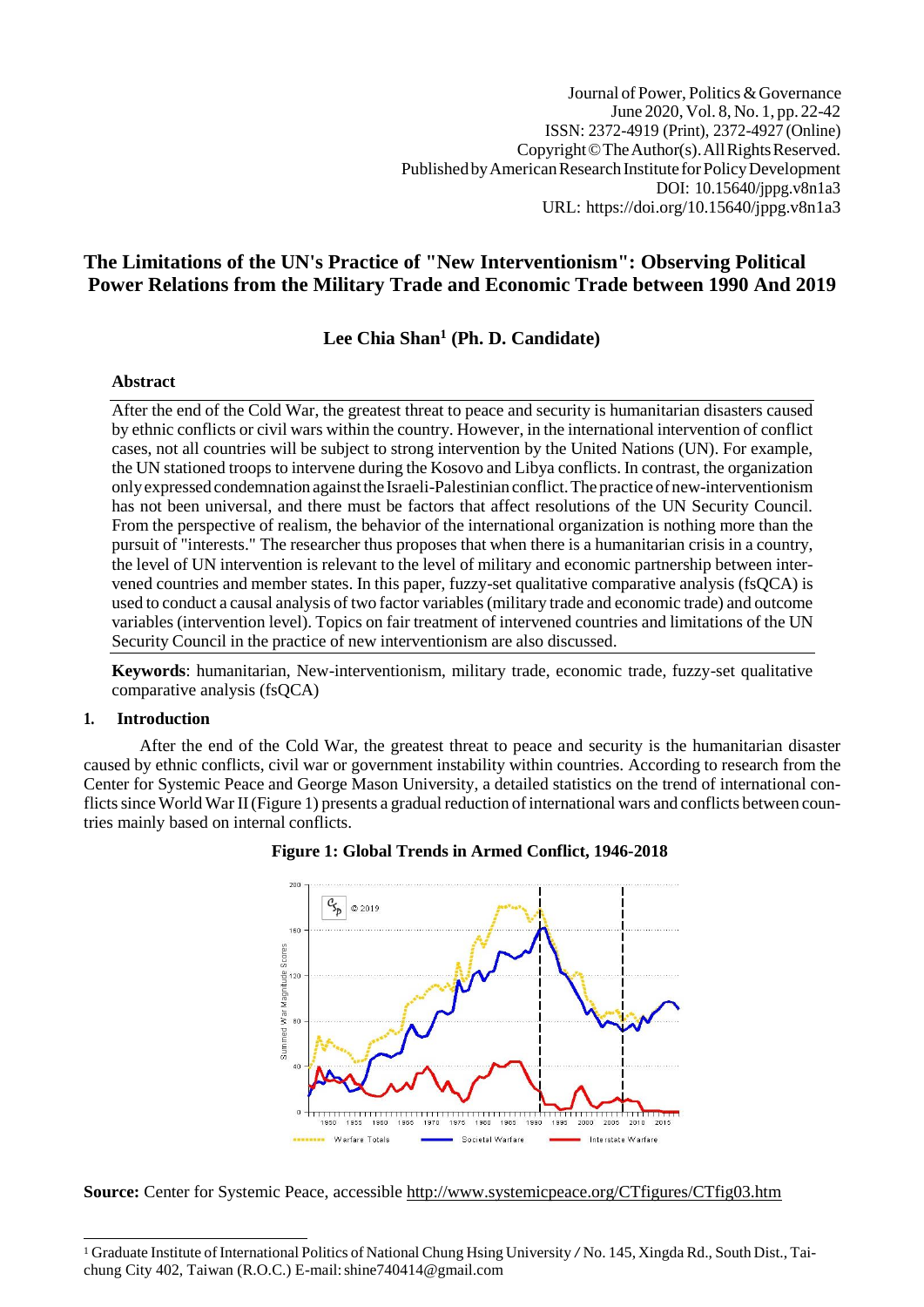Journal of Power, Politics & Governance
June 2020, Vol. 8, No. 1, pp. 22-42
ISSN: 2372-4919 (Print), 2372-4927 (Online)
Copyright © The Author(s). All Rights Reserved.
Published by American Research Institute for Policy Development
DOI: 10.15640/jppg.v8n1a3
URL: https://doi.org/10.15640/jppg.v8n1a3

# The Limitations of the UN's Practice of "New Interventionism": Observing Political Power Relations from the Military Trade and Economic Trade between 1990 And 2019

**Lee Chia Shan[1] (Ph. D. Candidate)**

## Abstract

After the end of the Cold War, the greatest threat to peace and security is humanitarian disasters caused by ethnic conflicts or civil wars within the country. However, in the international intervention of conflict cases, not all countries will be subject to strong intervention by the United Nations (UN). For example, the UN stationed troops to intervene during the Kosovo and Libya conflicts. In contrast, the organization only expressed condemnation against the Israeli-Palestinian conflict. The practice of new-interventionism has not been universal, and there must be factors that affect resolutions of the UN Security Council. From the perspective of realism, the behavior of the international organization is nothing more than the pursuit of "interests." The researcher thus proposes that when there is a humanitarian crisis in a country, the level of UN intervention is relevant to the level of military and economic partnership between intervened countries and member states. In this paper, fuzzy-set qualitative comparative analysis (fsQCA) is used to conduct a causal analysis of two factor variables (military trade and economic trade) and outcome variables (intervention level). Topics on fair treatment of intervened countries and limitations of the UN Security Council in the practice of new interventionism are also discussed.

**Keywords**: humanitarian, New-interventionism, military trade, economic trade, fuzzy-set qualitative comparative analysis (fsQCA)

## 1. Introduction

After the end of the Cold War, the greatest threat to peace and security is the humanitarian disaster caused by ethnic conflicts, civil war or government instability within countries. According to research from the Center for Systemic Peace and George Mason University, a detailed statistics on the trend of international conflicts since World War II (Figure 1) presents a gradual reduction of international wars and conflicts between countries mainly based on internal conflicts.

**Figure 1: Global Trends in Armed Conflict, 1946-2018**

**Source:** Center for Systemic Peace, accessible http://www.systemicpeace.org/CTfigures/CTfig03.htm

[1] Graduate Institute of International Politics of National Chung Hsing University / No. 145, Xingda Rd., South Dist., Taichung City 402, Taiwan (R.O.C.) E-mail: shine740414@gmail.com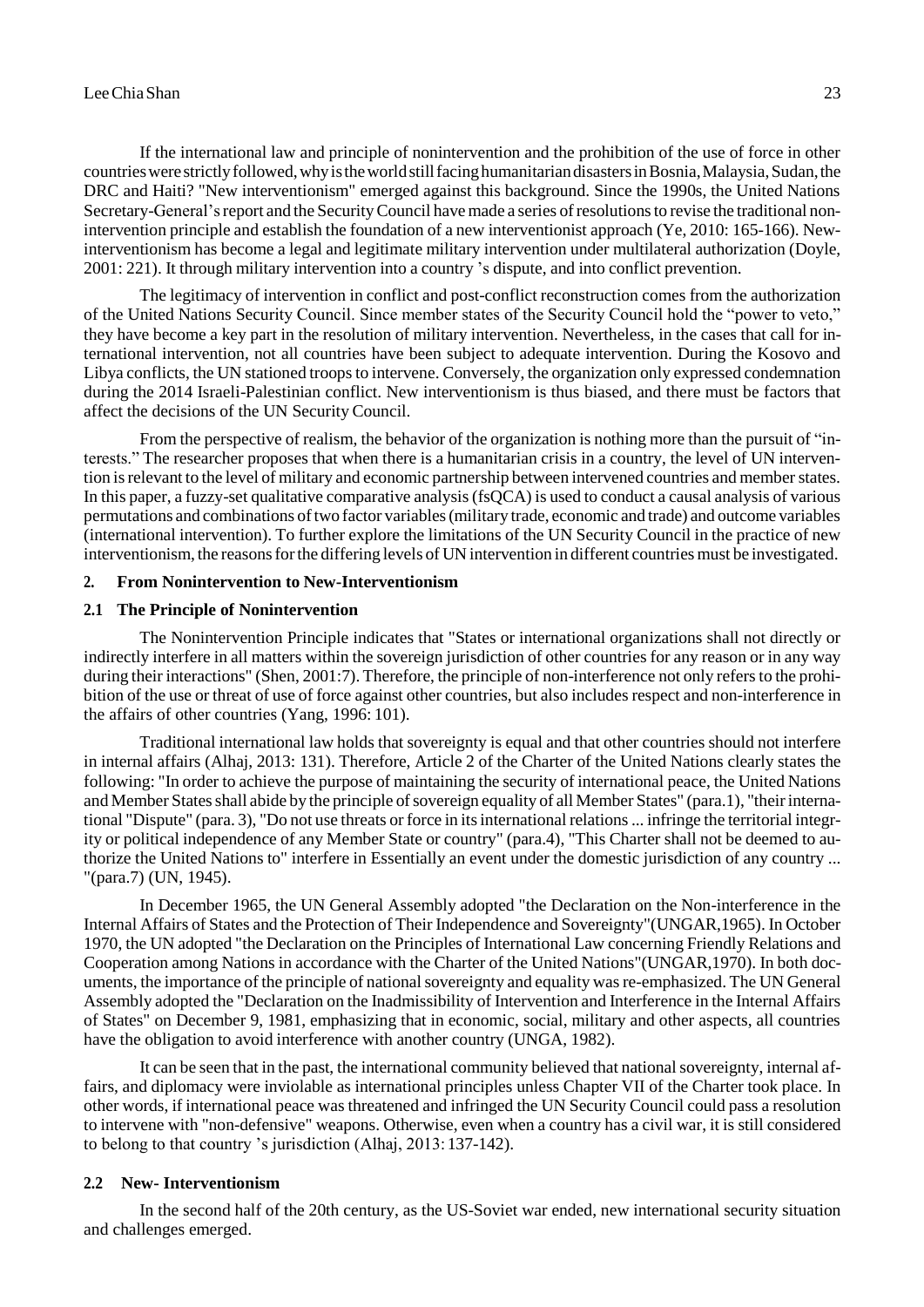If the international law and principle of nonintervention and the prohibition of the use of force in other countries were strictly followed, why is the world still facing humanitarian disasters in Bosnia, Malaysia, Sudan, the DRC and Haiti? "New interventionism" emerged against this background. Since the 1990s, the United Nations Secretary-General's report and the Security Council have made a series of resolutions to revise the traditional non-intervention principle and establish the foundation of a new interventionist approach (Ye, 2010: 165-166). New-interventionism has become a legal and legitimate military intervention under multilateral authorization (Doyle, 2001: 221). It through military intervention into a country 's dispute, and into conflict prevention.

The legitimacy of intervention in conflict and post-conflict reconstruction comes from the authorization of the United Nations Security Council. Since member states of the Security Council hold the "power to veto," they have become a key part in the resolution of military intervention. Nevertheless, in the cases that call for international intervention, not all countries have been subject to adequate intervention. During the Kosovo and Libya conflicts, the UN stationed troops to intervene. Conversely, the organization only expressed condemnation during the 2014 Israeli-Palestinian conflict. New interventionism is thus biased, and there must be factors that affect the decisions of the UN Security Council.

From the perspective of realism, the behavior of the organization is nothing more than the pursuit of "interests." The researcher proposes that when there is a humanitarian crisis in a country, the level of UN intervention is relevant to the level of military and economic partnership between intervened countries and member states. In this paper, a fuzzy-set qualitative comparative analysis (fsQCA) is used to conduct a causal analysis of various permutations and combinations of two factor variables (military trade, economic and trade) and outcome variables (international intervention). To further explore the limitations of the UN Security Council in the practice of new interventionism, the reasons for the differing levels of UN intervention in different countries must be investigated.

## 2. From Nonintervention to New-Interventionism

### 2.1 The Principle of Nonintervention

The Nonintervention Principle indicates that "States or international organizations shall not directly or indirectly interfere in all matters within the sovereign jurisdiction of other countries for any reason or in any way during their interactions" (Shen, 2001:7). Therefore, the principle of non-interference not only refers to the prohibition of the use or threat of use of force against other countries, but also includes respect and non-interference in the affairs of other countries (Yang, 1996: 101).

Traditional international law holds that sovereignty is equal and that other countries should not interfere in internal affairs (Alhaj, 2013: 131). Therefore, Article 2 of the Charter of the United Nations clearly states the following: "In order to achieve the purpose of maintaining the security of international peace, the United Nations and Member States shall abide by the principle of sovereign equality of all Member States" (para.1), "their international "Dispute" (para. 3), "Do not use threats or force in its international relations ... infringe the territorial integrity or political independence of any Member State or country" (para.4), "This Charter shall not be deemed to authorize the United Nations to" interfere in Essentially an event under the domestic jurisdiction of any country ... "(para.7) (UN, 1945).

In December 1965, the UN General Assembly adopted "the Declaration on the Non-interference in the Internal Affairs of States and the Protection of Their Independence and Sovereignty"(UNGAR,1965). In October 1970, the UN adopted "the Declaration on the Principles of International Law concerning Friendly Relations and Cooperation among Nations in accordance with the Charter of the United Nations"(UNGAR,1970). In both documents, the importance of the principle of national sovereignty and equality was re-emphasized. The UN General Assembly adopted the "Declaration on the Inadmissibility of Intervention and Interference in the Internal Affairs of States" on December 9, 1981, emphasizing that in economic, social, military and other aspects, all countries have the obligation to avoid interference with another country (UNGA, 1982).

It can be seen that in the past, the international community believed that national sovereignty, internal affairs, and diplomacy were inviolable as international principles unless Chapter VII of the Charter took place. In other words, if international peace was threatened and infringed the UN Security Council could pass a resolution to intervene with "non-defensive" weapons. Otherwise, even when a country has a civil war, it is still considered to belong to that country 's jurisdiction (Alhaj, 2013: 137-142).

### 2.2 New- Interventionism

In the second half of the 20th century, as the US-Soviet war ended, new international security situation and challenges emerged.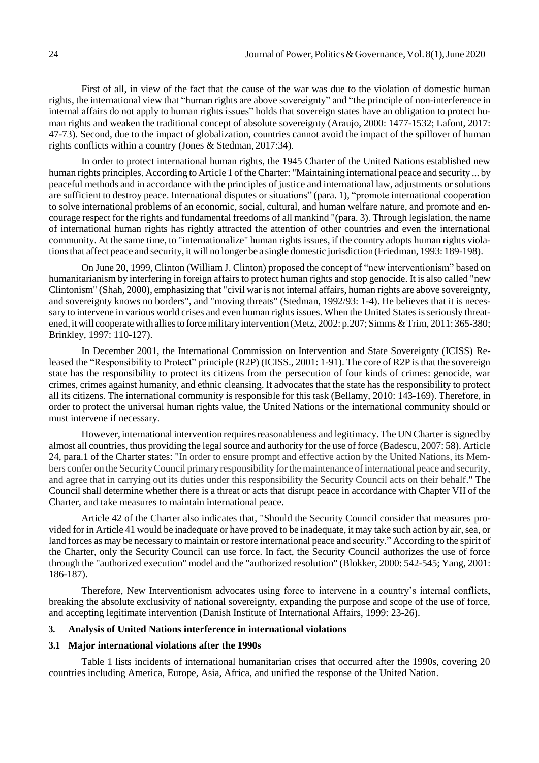First of all, in view of the fact that the cause of the war was due to the violation of domestic human rights, the international view that "human rights are above sovereignty" and "the principle of non-interference in internal affairs do not apply to human rights issues" holds that sovereign states have an obligation to protect human rights and weaken the traditional concept of absolute sovereignty (Araujo, 2000: 1477-1532; Lafont, 2017: 47-73). Second, due to the impact of globalization, countries cannot avoid the impact of the spillover of human rights conflicts within a country (Jones & Stedman, 2017:34).

In order to protect international human rights, the 1945 Charter of the United Nations established new human rights principles. According to Article 1 of the Charter: "Maintaining international peace and security ... by peaceful methods and in accordance with the principles of justice and international law, adjustments or solutions are sufficient to destroy peace. International disputes or situations" (para. 1), "promote international cooperation to solve international problems of an economic, social, cultural, and human welfare nature, and promote and encourage respect for the rights and fundamental freedoms of all mankind "(para. 3). Through legislation, the name of international human rights has rightly attracted the attention of other countries and even the international community. At the same time, to "internationalize" human rights issues, if the country adopts human rights violations that affect peace and security, it will no longer be a single domestic jurisdiction (Friedman, 1993: 189-198).

On June 20, 1999, Clinton (William J. Clinton) proposed the concept of "new interventionism" based on humanitarianism by interfering in foreign affairs to protect human rights and stop genocide. It is also called "new Clintonism" (Shah, 2000), emphasizing that "civil war is not internal affairs, human rights are above sovereignty, and sovereignty knows no borders", and "moving threats" (Stedman, 1992/93: 1-4). He believes that it is necessary to intervene in various world crises and even human rights issues. When the United States is seriously threatened, it will cooperate with allies to force military intervention (Metz, 2002: p.207; Simms & Trim, 2011: 365-380; Brinkley, 1997: 110-127).

In December 2001, the International Commission on Intervention and State Sovereignty (ICISS) Released the "Responsibility to Protect" principle (R2P) (ICISS., 2001: 1-91). The core of R2P is that the sovereign state has the responsibility to protect its citizens from the persecution of four kinds of crimes: genocide, war crimes, crimes against humanity, and ethnic cleansing. It advocates that the state has the responsibility to protect all its citizens. The international community is responsible for this task (Bellamy, 2010: 143-169). Therefore, in order to protect the universal human rights value, the United Nations or the international community should or must intervene if necessary.

However, international intervention requires reasonableness and legitimacy. The UN Charter is signed by almost all countries, thus providing the legal source and authority for the use of force (Badescu, 2007: 58). Article 24, para.1 of the Charter states: "In order to ensure prompt and effective action by the United Nations, its Members confer on the Security Council primary responsibility for the maintenance of international peace and security, and agree that in carrying out its duties under this responsibility the Security Council acts on their behalf." The Council shall determine whether there is a threat or acts that disrupt peace in accordance with Chapter VII of the Charter, and take measures to maintain international peace.

Article 42 of the Charter also indicates that, "Should the Security Council consider that measures provided for in Article 41 would be inadequate or have proved to be inadequate, it may take such action by air, sea, or land forces as may be necessary to maintain or restore international peace and security." According to the spirit of the Charter, only the Security Council can use force. In fact, the Security Council authorizes the use of force through the "authorized execution" model and the "authorized resolution" (Blokker, 2000: 542-545; Yang, 2001: 186-187).

Therefore, New Interventionism advocates using force to intervene in a country's internal conflicts, breaking the absolute exclusivity of national sovereignty, expanding the purpose and scope of the use of force, and accepting legitimate intervention (Danish Institute of International Affairs, 1999: 23-26).

## 3. Analysis of United Nations interference in international violations

### 3.1 Major international violations after the 1990s

Table 1 lists incidents of international humanitarian crises that occurred after the 1990s, covering 20 countries including America, Europe, Asia, Africa, and unified the response of the United Nation.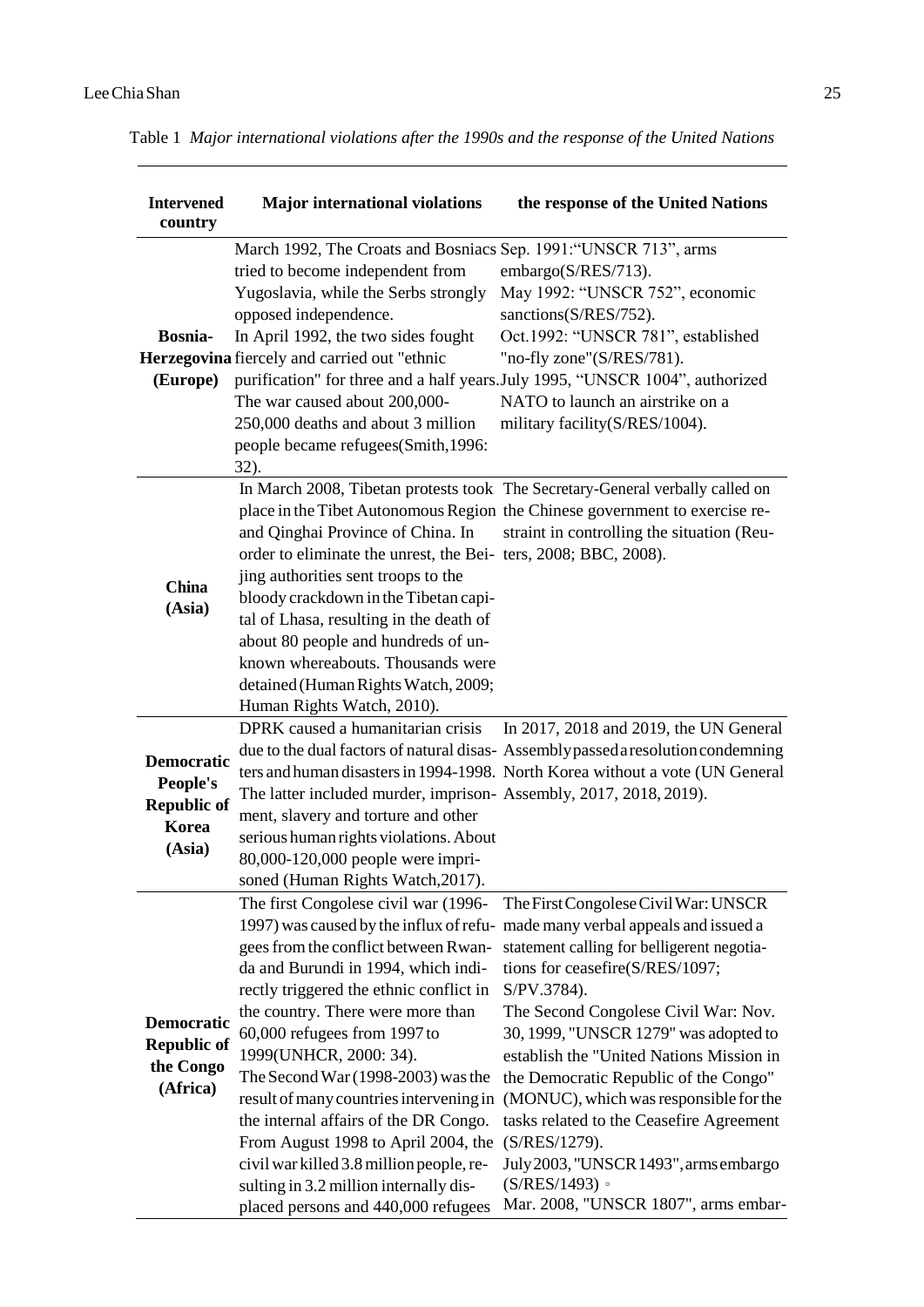Table 1 *Major international violations after the 1990s and the response of the United Nations*

| Intervened country | Major international violations | the response of the United Nations |
|---|---|---|
| **Bosnia-Herzegovina (Europe)** | March 1992, The Croats and Bosniacs tried to become independent from Yugoslavia, while the Serbs strongly opposed independence. In April 1992, the two sides fought fiercely and carried out "ethnic purification" for three and a half years. The war caused about 200,000-250,000 deaths and about 3 million people became refugees(Smith,1996: 32). | Sep. 1991:"UNSCR 713", arms embargo(S/RES/713). May 1992: "UNSCR 752", economic sanctions(S/RES/752). Oct.1992: "UNSCR 781", established "no-fly zone"(S/RES/781). July 1995, "UNSCR 1004", authorized NATO to launch an airstrike on a military facility(S/RES/1004). |
| **China (Asia)** | In March 2008, Tibetan protests took place in the Tibet Autonomous Region and Qinghai Province of China. In order to eliminate the unrest, the Beijing authorities sent troops to the bloody crackdown in the Tibetan capital of Lhasa, resulting in the death of about 80 people and hundreds of unknown whereabouts. Thousands were detained (Human Rights Watch, 2009; Human Rights Watch, 2010). | The Secretary-General verbally called on the Chinese government to exercise restraint in controlling the situation (Reuters, 2008; BBC, 2008). |
| **Democratic People's Republic of Korea (Asia)** | DPRK caused a humanitarian crisis due to the dual factors of natural disasters and human disasters in 1994-1998. The latter included murder, imprisonment, slavery and torture and other serious human rights violations. About 80,000-120,000 people were imprisoned (Human Rights Watch,2017). | In 2017, 2018 and 2019, the UN General Assembly passed a resolution condemning North Korea without a vote (UN General Assembly, 2017, 2018, 2019). |
| **Democratic Republic of the Congo (Africa)** | The first Congolese civil war (1996-1997) was caused by the influx of refugees from the conflict between Rwanda and Burundi in 1994, which indirectly triggered the ethnic conflict in the country. There were more than 60,000 refugees from 1997 to 1999(UNHCR, 2000: 34). The Second War (1998-2003) was the result of many countries intervening in the internal affairs of the DR Congo. From August 1998 to April 2004, the civil war killed 3.8 million people, resulting in 3.2 million internally displaced persons and 440,000 refugees | The First Congolese Civil War: UNSCR made many verbal appeals and issued a statement calling for belligerent negotiations for ceasefire(S/RES/1097; S/PV.3784). The Second Congolese Civil War: Nov. 30, 1999, "UNSCR 1279" was adopted to establish the "United Nations Mission in the Democratic Republic of the Congo" (MONUC), which was responsible for the tasks related to the Ceasefire Agreement (S/RES/1279). July 2003, "UNSCR 1493", arms embargo (S/RES/1493)。 Mar. 2008, "UNSCR 1807", arms embar- |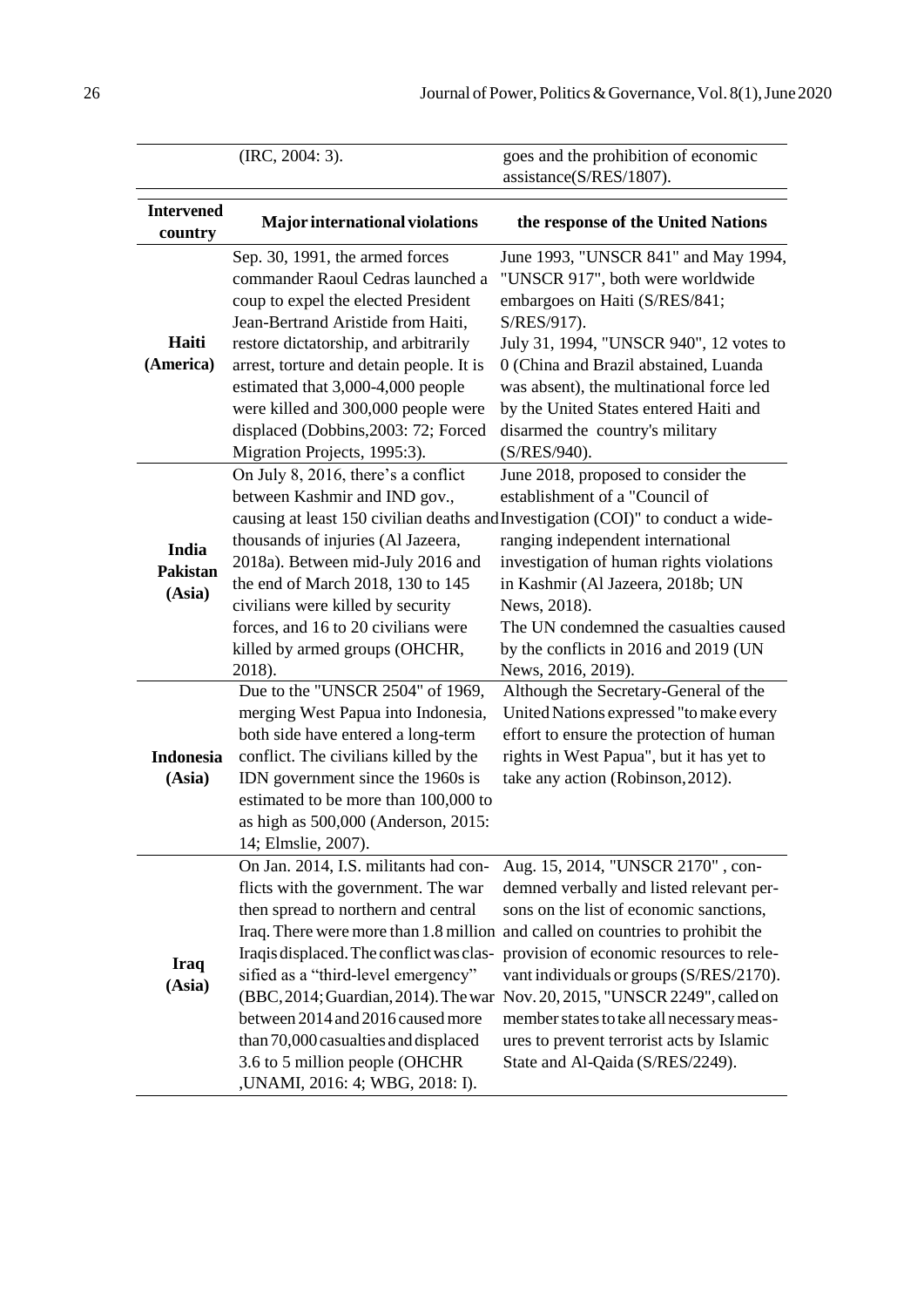| | (IRC, 2004: 3). | goes and the prohibition of economic assistance(S/RES/1807). |
|---|---|---|
| **Intervened country** | **Major international violations** | **the response of the United Nations** |
| **Haiti (America)** | Sep. 30, 1991, the armed forces commander Raoul Cedras launched a coup to expel the elected President Jean-Bertrand Aristide from Haiti, restore dictatorship, and arbitrarily arrest, torture and detain people. It is estimated that 3,000-4,000 people were killed and 300,000 people were displaced (Dobbins,2003: 72; Forced Migration Projects, 1995:3). | June 1993, "UNSCR 841" and May 1994, "UNSCR 917", both were worldwide embargoes on Haiti (S/RES/841; S/RES/917). July 31, 1994, "UNSCR 940", 12 votes to 0 (China and Brazil abstained, Luanda was absent), the multinational force led by the United States entered Haiti and disarmed the country's military (S/RES/940). |
| **India Pakistan (Asia)** | On July 8, 2016, there's a conflict between Kashmir and IND gov., causing at least 150 civilian deaths and thousands of injuries (Al Jazeera, 2018a). Between mid-July 2016 and the end of March 2018, 130 to 145 civilians were killed by security forces, and 16 to 20 civilians were killed by armed groups (OHCHR, 2018). | June 2018, proposed to consider the establishment of a "Council of Investigation (COI)" to conduct a wide-ranging independent international investigation of human rights violations in Kashmir (Al Jazeera, 2018b; UN News, 2018). The UN condemned the casualties caused by the conflicts in 2016 and 2019 (UN News, 2016, 2019). |
| **Indonesia (Asia)** | Due to the "UNSCR 2504" of 1969, merging West Papua into Indonesia, both side have entered a long-term conflict. The civilians killed by the IDN government since the 1960s is estimated to be more than 100,000 to as high as 500,000 (Anderson, 2015: 14; Elmslie, 2007). | Although the Secretary-General of the United Nations expressed "to make every effort to ensure the protection of human rights in West Papua", but it has yet to take any action (Robinson,2012). |
| **Iraq (Asia)** | On Jan. 2014, I.S. militants had conflicts with the government. The war then spread to northern and central Iraq. There were more than 1.8 million Iraqis displaced. The conflict was classified as a "third-level emergency" (BBC, 2014; Guardian, 2014). The war between 2014 and 2016 caused more than 70,000 casualties and displaced 3.6 to 5 million people (OHCHR ,UNAMI, 2016: 4; WBG, 2018: I). | Aug. 15, 2014, "UNSCR 2170" , condemned verbally and listed relevant persons on the list of economic sanctions, and called on countries to prohibit the provision of economic resources to relevant individuals or groups (S/RES/2170). Nov. 20, 2015, "UNSCR 2249", called on member states to take all necessary measures to prevent terrorist acts by Islamic State and Al-Qaida (S/RES/2249). |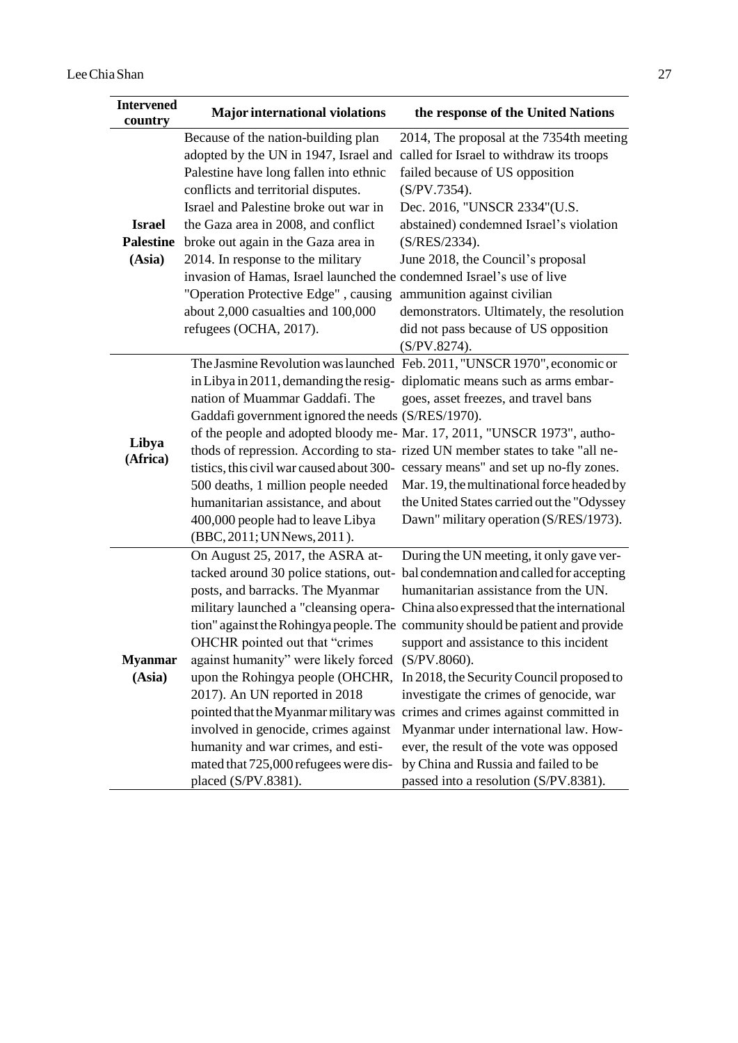| Intervened country | Major international violations | the response of the United Nations |
|---|---|---|
| **Israel Palestine (Asia)** | Because of the nation-building plan adopted by the UN in 1947, Israel and Palestine have long fallen into ethnic conflicts and territorial disputes. Israel and Palestine broke out war in the Gaza area in 2008, and conflict broke out again in the Gaza area in 2014. In response to the military invasion of Hamas, Israel launched the "Operation Protective Edge" , causing about 2,000 casualties and 100,000 refugees (OCHA, 2017). | 2014, The proposal at the 7354th meeting called for Israel to withdraw its troops failed because of US opposition (S/PV.7354). Dec. 2016, "UNSCR 2334"(U.S. abstained) condemned Israel's violation (S/RES/2334). June 2018, the Council's proposal condemned Israel's use of live ammunition against civilian demonstrators. Ultimately, the resolution did not pass because of US opposition (S/PV.8274). |
| **Libya (Africa)** | The Jasmine Revolution was launched in Libya in 2011, demanding the resignation of Muammar Gaddafi. The Gaddafi government ignored the needs of the people and adopted bloody methods of repression. According to statistics, this civil war caused about 300-500 deaths, 1 million people needed humanitarian assistance, and about 400,000 people had to leave Libya (BBC, 2011; UN News, 2011). | Feb. 2011, "UNSCR 1970", economic or diplomatic means such as arms embargoes, asset freezes, and travel bans (S/RES/1970). Mar. 17, 2011, "UNSCR 1973", authorized UN member states to take "all necessary means" and set up no-fly zones. Mar. 19, the multinational force headed by the United States carried out the "Odyssey Dawn" military operation (S/RES/1973). |
| **Myanmar (Asia)** | On August 25, 2017, the ASRA attacked around 30 police stations, outposts, and barracks. The Myanmar military launched a "cleansing operation" against the Rohingya people. The OHCHR pointed out that "crimes against humanity" were likely forced upon the Rohingya people (OHCHR, 2017). An UN reported in 2018 pointed that the Myanmar military was involved in genocide, crimes against humanity and war crimes, and estimated that 725,000 refugees were displaced (S/PV.8381). | During the UN meeting, it only gave verbal condemnation and called for accepting humanitarian assistance from the UN. China also expressed that the international community should be patient and provide support and assistance to this incident (S/PV.8060). In 2018, the Security Council proposed to investigate the crimes of genocide, war crimes and crimes against committed in Myanmar under international law. However, the result of the vote was opposed by China and Russia and failed to be passed into a resolution (S/PV.8381). |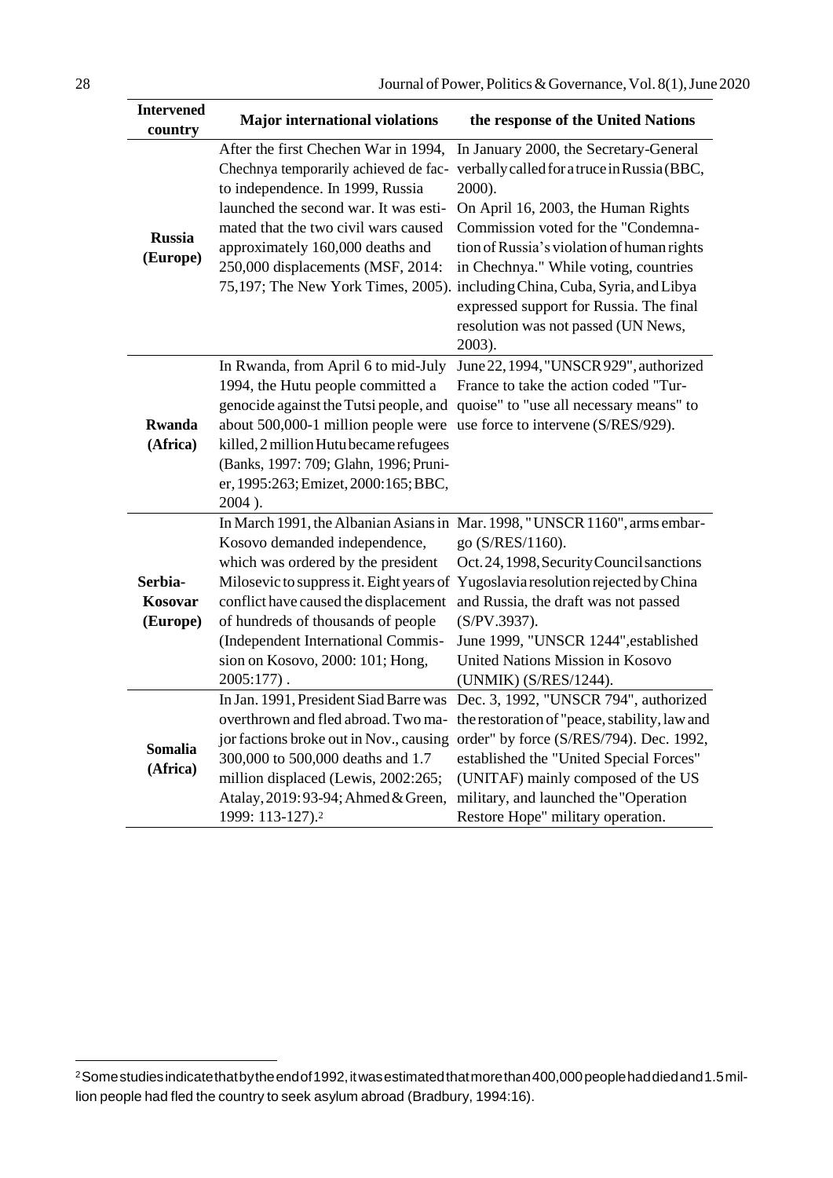| Intervened country | Major international violations | the response of the United Nations |
|---|---|---|
| **Russia (Europe)** | After the first Chechen War in 1994, Chechnya temporarily achieved de facto independence. In 1999, Russia launched the second war. It was estimated that the two civil wars caused approximately 160,000 deaths and 250,000 displacements (MSF, 2014: 75,197; The New York Times, 2005). | In January 2000, the Secretary-General verbally called for a truce in Russia (BBC, 2000). On April 16, 2003, the Human Rights Commission voted for the "Condemnation of Russia's violation of human rights in Chechnya." While voting, countries including China, Cuba, Syria, and Libya expressed support for Russia. The final resolution was not passed (UN News, 2003). |
| **Rwanda (Africa)** | In Rwanda, from April 6 to mid-July 1994, the Hutu people committed a genocide against the Tutsi people, and about 500,000-1 million people were killed, 2 million Hutu became refugees (Banks, 1997: 709; Glahn, 1996; Prunier, 1995:263; Emizet, 2000:165; BBC, 2004 ). | June 22, 1994, "UNSCR 929", authorized France to take the action coded "Turquoise" to "use all necessary means" to use force to intervene (S/RES/929). |
| **Serbia-Kosovar (Europe)** | In March 1991, the Albanian Asians in Kosovo demanded independence, which was ordered by the president Milosevic to suppress it. Eight years of conflict have caused the displacement of hundreds of thousands of people (Independent International Commission on Kosovo, 2000: 101; Hong, 2005:177) . | Mar. 1998, "UNSCR 1160", arms embargo (S/RES/1160). Oct. 24, 1998, Security Council sanctions Yugoslavia resolution rejected by China and Russia, the draft was not passed (S/PV.3937). June 1999, "UNSCR 1244",established United Nations Mission in Kosovo (UNMIK) (S/RES/1244). |
| **Somalia (Africa)** | In Jan. 1991, President Siad Barre was overthrown and fled abroad. Two major factions broke out in Nov., causing 300,000 to 500,000 deaths and 1.7 million displaced (Lewis, 2002:265; Atalay, 2019: 93-94; Ahmed & Green, 1999: 113-127).[2] | Dec. 3, 1992, "UNSCR 794", authorized the restoration of "peace, stability, law and order" by force (S/RES/794). Dec. 1992, established the "United Special Forces" (UNITAF) mainly composed of the US military, and launched the "Operation Restore Hope" military operation. |

[2] Some studies indicate that by the end of 1992, it was estimated that more than 400,000 people had died and 1.5 million people had fled the country to seek asylum abroad (Bradbury, 1994:16).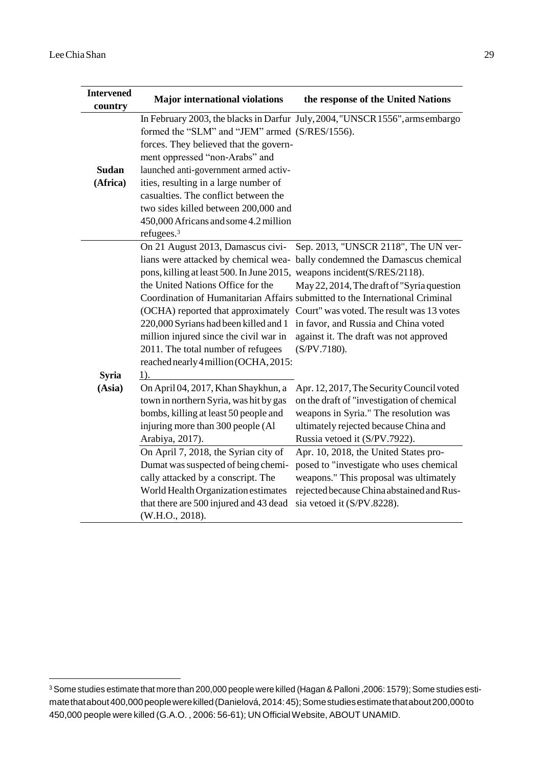| Intervened country | Major international violations | the response of the United Nations |
|---|---|---|
| **Sudan (Africa)** | In February 2003, the blacks in Darfur formed the "SLM" and "JEM" armed forces. They believed that the government oppressed "non-Arabs" and launched anti-government armed activities, resulting in a large number of casualties. The conflict between the two sides killed between 200,000 and 450,000 Africans and some 4.2 million refugees.[3] | July, 2004, "UNSCR 1556", arms embargo (S/RES/1556). |
| **Syria (Asia)** | On 21 August 2013, Damascus civilians were attacked by chemical weapons, killing at least 500. In June 2015, the United Nations Office for the Coordination of Humanitarian Affairs (OCHA) reported that approximately 220,000 Syrians had been killed and 1 million injured since the civil war in 2011. The total number of refugees reached nearly 4 million (OCHA, 2015: 1). | Sep. 2013, "UNSCR 2118", The UN verbally condemned the Damascus chemical weapons incident(S/RES/2118). May 22, 2014, The draft of "Syria question submitted to the International Criminal Court" was voted. The result was 13 votes in favor, and Russia and China voted against it. The draft was not approved (S/PV.7180). |
| | On April 04, 2017, Khan Shaykhun, a town in northern Syria, was hit by gas bombs, killing at least 50 people and injuring more than 300 people (Al Arabiya, 2017). | Apr. 12, 2017, The Security Council voted on the draft of "investigation of chemical weapons in Syria." The resolution was ultimately rejected because China and Russia vetoed it (S/PV.7922). |
| | On April 7, 2018, the Syrian city of Dumat was suspected of being chemically attacked by a conscript. The World Health Organization estimates that there are 500 injured and 43 dead (W.H.O., 2018). | Apr. 10, 2018, the United States proposed to "investigate who uses chemical weapons." This proposal was ultimately rejected because China abstained and Russia vetoed it (S/PV.8228). |

[3] Some studies estimate that more than 200,000 people were killed (Hagan & Palloni ,2006: 1579); Some studies estimate that about 400,000 people were killed (Danielová, 2014: 45); Some studies estimate that about 200,000 to 450,000 people were killed (G.A.O. , 2006: 56-61); UN Official Website, ABOUT UNAMID.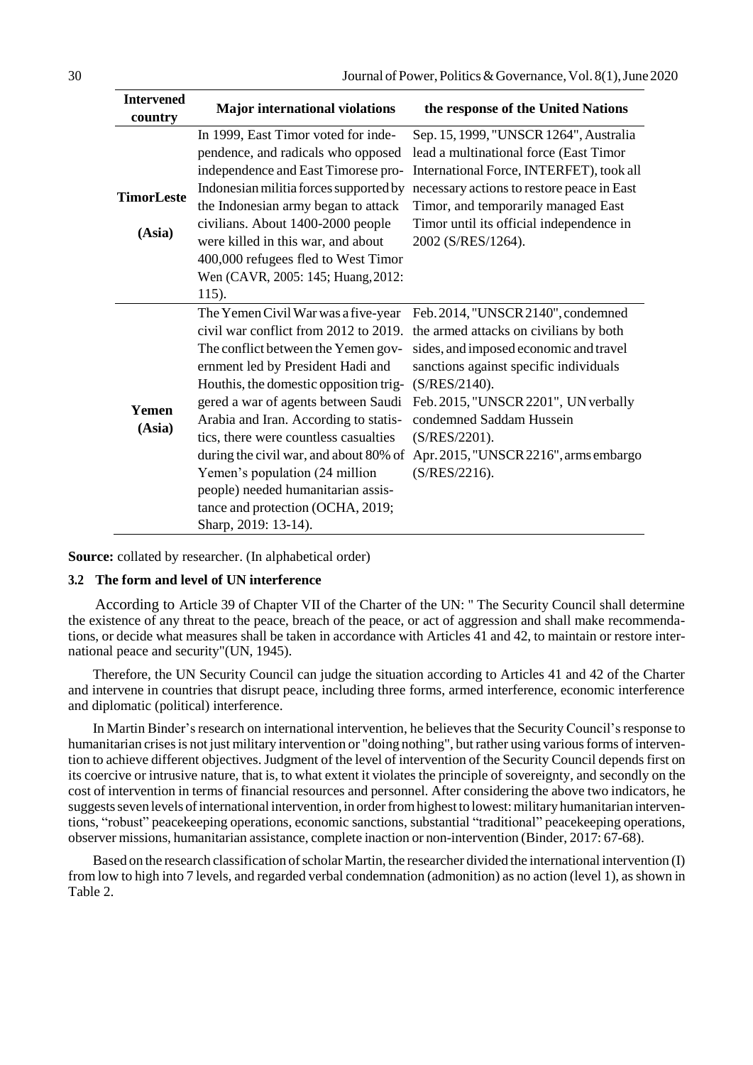| Intervened country | Major international violations | the response of the United Nations |
|---|---|---|
| **TimorLeste (Asia)** | In 1999, East Timor voted for independence, and radicals who opposed independence and East Timorese pro-Indonesian militia forces supported by the Indonesian army began to attack civilians. About 1400-2000 people were killed in this war, and about 400,000 refugees fled to West Timor Wen (CAVR, 2005: 145; Huang, 2012: 115). | Sep. 15, 1999, "UNSCR 1264", Australia lead a multinational force (East Timor International Force, INTERFET), took all necessary actions to restore peace in East Timor, and temporarily managed East Timor until its official independence in 2002 (S/RES/1264). |
| **Yemen (Asia)** | The Yemen Civil War was a five-year civil war conflict from 2012 to 2019. The conflict between the Yemen government led by President Hadi and Houthis, the domestic opposition triggered a war of agents between Saudi Arabia and Iran. According to statistics, there were countless casualties during the civil war, and about 80% of Yemen's population (24 million people) needed humanitarian assistance and protection (OCHA, 2019; Sharp, 2019: 13-14). | Feb. 2014, "UNSCR 2140", condemned the armed attacks on civilians by both sides, and imposed economic and travel sanctions against specific individuals (S/RES/2140).<br>Feb. 2015, "UNSCR 2201", UN verbally condemned Saddam Hussein (S/RES/2201).<br>Apr. 2015, "UNSCR 2216", arms embargo (S/RES/2216). |

**Source:** collated by researcher. (In alphabetical order)

### 3.2 The form and level of UN interference

According to Article 39 of Chapter VII of the Charter of the UN: " The Security Council shall determine the existence of any threat to the peace, breach of the peace, or act of aggression and shall make recommendations, or decide what measures shall be taken in accordance with Articles 41 and 42, to maintain or restore international peace and security"(UN, 1945).

Therefore, the UN Security Council can judge the situation according to Articles 41 and 42 of the Charter and intervene in countries that disrupt peace, including three forms, armed interference, economic interference and diplomatic (political) interference.

In Martin Binder's research on international intervention, he believes that the Security Council's response to humanitarian crises is not just military intervention or "doing nothing", but rather using various forms of intervention to achieve different objectives. Judgment of the level of intervention of the Security Council depends first on its coercive or intrusive nature, that is, to what extent it violates the principle of sovereignty, and secondly on the cost of intervention in terms of financial resources and personnel. After considering the above two indicators, he suggests seven levels of international intervention, in order from highest to lowest: military humanitarian interventions, "robust" peacekeeping operations, economic sanctions, substantial "traditional" peacekeeping operations, observer missions, humanitarian assistance, complete inaction or non-intervention (Binder, 2017: 67-68).

Based on the research classification of scholar Martin, the researcher divided the international intervention (I) from low to high into 7 levels, and regarded verbal condemnation (admonition) as no action (level 1), as shown in Table 2.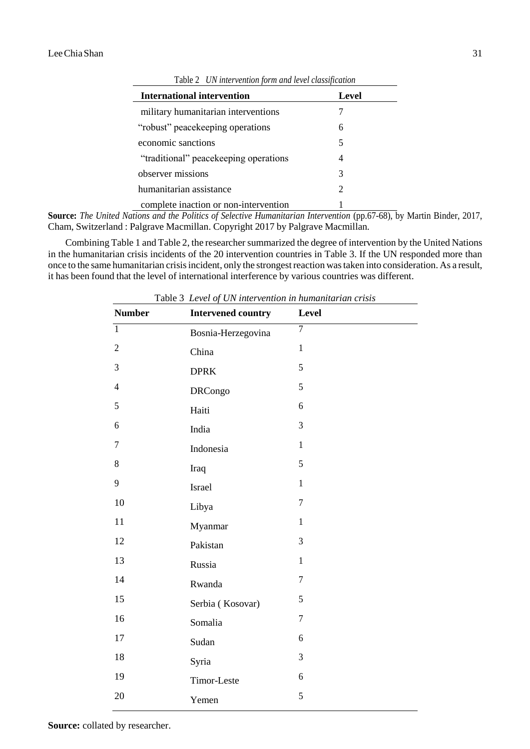Table 2 *UN intervention form and level classification*

| International intervention | Level |
|---|---|
| military humanitarian interventions | 7 |
| "robust" peacekeeping operations | 6 |
| economic sanctions | 5 |
| "traditional" peacekeeping operations | 4 |
| observer missions | 3 |
| humanitarian assistance | 2 |
| complete inaction or non-intervention | 1 |

**Source:** *The United Nations and the Politics of Selective Humanitarian Intervention* (pp.67-68), by Martin Binder, 2017, Cham, Switzerland : Palgrave Macmillan. Copyright 2017 by Palgrave Macmillan.

Combining Table 1 and Table 2, the researcher summarized the degree of intervention by the United Nations in the humanitarian crisis incidents of the 20 intervention countries in Table 3. If the UN responded more than once to the same humanitarian crisis incident, only the strongest reaction was taken into consideration. As a result, it has been found that the level of international interference by various countries was different.

Table 3 *Level of UN intervention in humanitarian crisis*

| Number | Intervened country | Level |
|---|---|---|
| 1 | Bosnia-Herzegovina | 7 |
| 2 | China | 1 |
| 3 | DPRK | 5 |
| 4 | DRCongo | 5 |
| 5 | Haiti | 6 |
| 6 | India | 3 |
| 7 | Indonesia | 1 |
| 8 | Iraq | 5 |
| 9 | Israel | 1 |
| 10 | Libya | 7 |
| 11 | Myanmar | 1 |
| 12 | Pakistan | 3 |
| 13 | Russia | 1 |
| 14 | Rwanda | 7 |
| 15 | Serbia ( Kosovar) | 5 |
| 16 | Somalia | 7 |
| 17 | Sudan | 6 |
| 18 | Syria | 3 |
| 19 | Timor-Leste | 6 |
| 20 | Yemen | 5 |

**Source:** collated by researcher.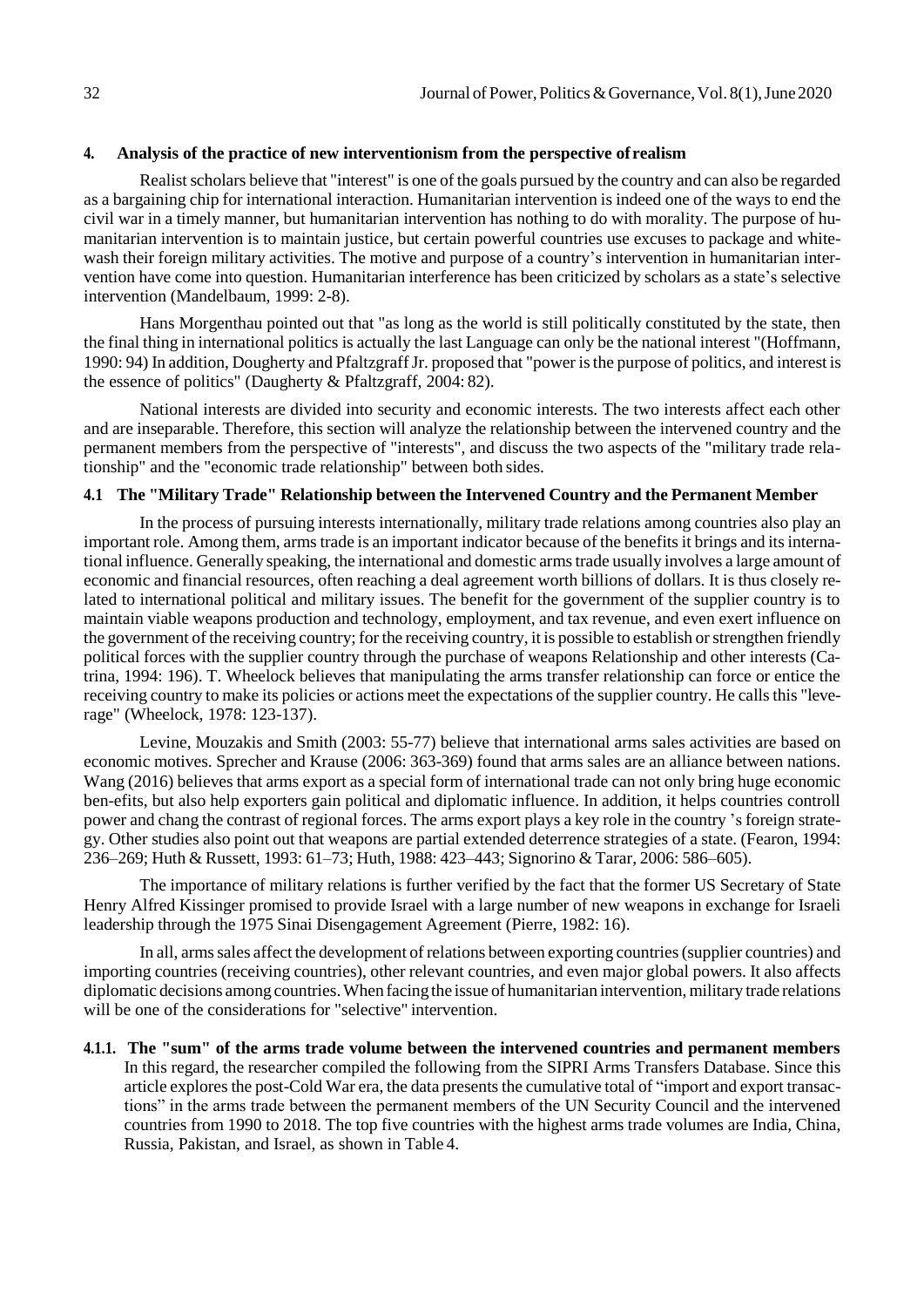## 4. Analysis of the practice of new interventionism from the perspective of realism

Realist scholars believe that "interest" is one of the goals pursued by the country and can also be regarded as a bargaining chip for international interaction. Humanitarian intervention is indeed one of the ways to end the civil war in a timely manner, but humanitarian intervention has nothing to do with morality. The purpose of humanitarian intervention is to maintain justice, but certain powerful countries use excuses to package and whitewash their foreign military activities. The motive and purpose of a country's intervention in humanitarian intervention have come into question. Humanitarian interference has been criticized by scholars as a state's selective intervention (Mandelbaum, 1999: 2-8).

Hans Morgenthau pointed out that "as long as the world is still politically constituted by the state, then the final thing in international politics is actually the last Language can only be the national interest "(Hoffmann, 1990: 94) In addition, Dougherty and Pfaltzgraff Jr. proposed that "power is the purpose of politics, and interest is the essence of politics" (Daugherty & Pfaltzgraff, 2004: 82).

National interests are divided into security and economic interests. The two interests affect each other and are inseparable. Therefore, this section will analyze the relationship between the intervened country and the permanent members from the perspective of "interests", and discuss the two aspects of the "military trade relationship" and the "economic trade relationship" between both sides.

### 4.1 The "Military Trade" Relationship between the Intervened Country and the Permanent Member

In the process of pursuing interests internationally, military trade relations among countries also play an important role. Among them, arms trade is an important indicator because of the benefits it brings and its international influence. Generally speaking, the international and domestic arms trade usually involves a large amount of economic and financial resources, often reaching a deal agreement worth billions of dollars. It is thus closely related to international political and military issues. The benefit for the government of the supplier country is to maintain viable weapons production and technology, employment, and tax revenue, and even exert influence on the government of the receiving country; for the receiving country, it is possible to establish or strengthen friendly political forces with the supplier country through the purchase of weapons Relationship and other interests (Catrina, 1994: 196). T. Wheelock believes that manipulating the arms transfer relationship can force or entice the receiving country to make its policies or actions meet the expectations of the supplier country. He calls this "leverage" (Wheelock, 1978: 123-137).

Levine, Mouzakis and Smith (2003: 55-77) believe that international arms sales activities are based on economic motives. Sprecher and Krause (2006: 363-369) found that arms sales are an alliance between nations. Wang (2016) believes that arms export as a special form of international trade can not only bring huge economic ben-efits, but also help exporters gain political and diplomatic influence. In addition, it helps countries controll power and chang the contrast of regional forces. The arms export plays a key role in the country 's foreign strategy. Other studies also point out that weapons are partial extended deterrence strategies of a state. (Fearon, 1994: 236–269; Huth & Russett, 1993: 61–73; Huth, 1988: 423–443; Signorino & Tarar, 2006: 586–605).

The importance of military relations is further verified by the fact that the former US Secretary of State Henry Alfred Kissinger promised to provide Israel with a large number of new weapons in exchange for Israeli leadership through the 1975 Sinai Disengagement Agreement (Pierre, 1982: 16).

In all, arms sales affect the development of relations between exporting countries (supplier countries) and importing countries (receiving countries), other relevant countries, and even major global powers. It also affects diplomatic decisions among countries. When facing the issue of humanitarian intervention, military trade relations will be one of the considerations for "selective" intervention.

#### 4.1.1. The "sum" of the arms trade volume between the intervened countries and permanent members

In this regard, the researcher compiled the following from the SIPRI Arms Transfers Database. Since this article explores the post-Cold War era, the data presents the cumulative total of "import and export transactions" in the arms trade between the permanent members of the UN Security Council and the intervened countries from 1990 to 2018. The top five countries with the highest arms trade volumes are India, China, Russia, Pakistan, and Israel, as shown in Table 4.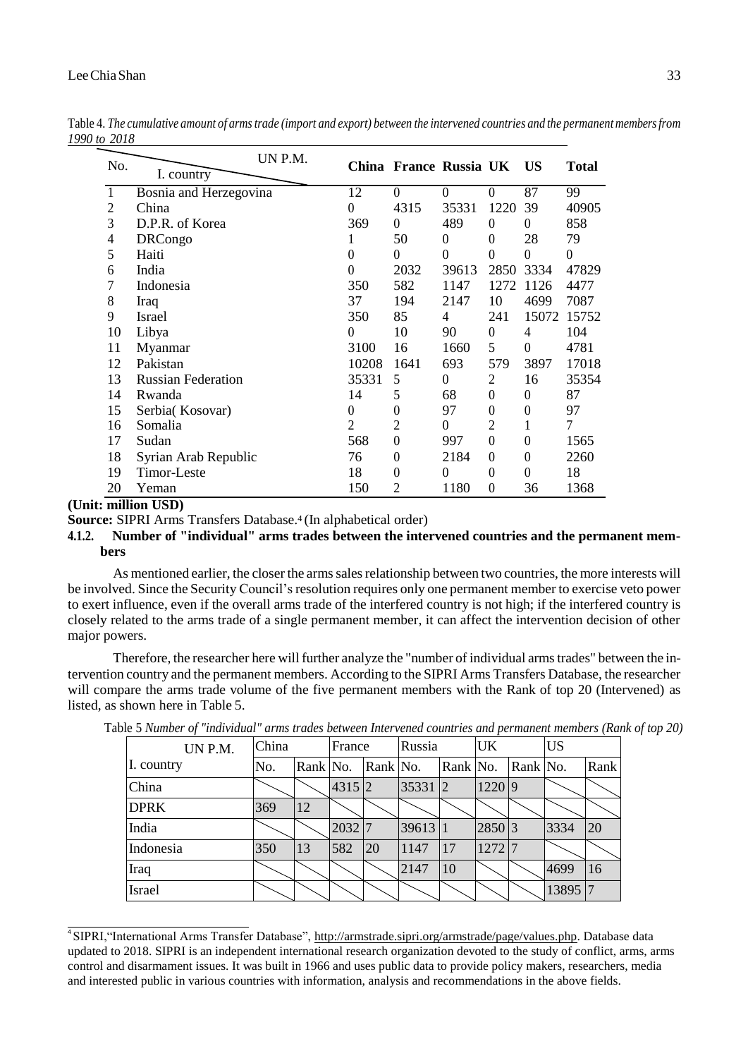Table 4. *The cumulative amount of arms trade (import and export) between the intervened countries and the permanent members from 1990 to 2018*

| No. | UN P.M. / I. country | China | France | Russia | UK | US | Total |
|---|---|---|---|---|---|---|---|
| 1 | Bosnia and Herzegovina | 12 | 0 | 0 | 0 | 87 | 99 |
| 2 | China | 0 | 4315 | 35331 | 1220 | 39 | 40905 |
| 3 | D.P.R. of Korea | 369 | 0 | 489 | 0 | 0 | 858 |
| 4 | DRCongo | 1 | 50 | 0 | 0 | 28 | 79 |
| 5 | Haiti | 0 | 0 | 0 | 0 | 0 | 0 |
| 6 | India | 0 | 2032 | 39613 | 2850 | 3334 | 47829 |
| 7 | Indonesia | 350 | 582 | 1147 | 1272 | 1126 | 4477 |
| 8 | Iraq | 37 | 194 | 2147 | 10 | 4699 | 7087 |
| 9 | Israel | 350 | 85 | 4 | 241 | 15072 | 15752 |
| 10 | Libya | 0 | 10 | 90 | 0 | 4 | 104 |
| 11 | Myanmar | 3100 | 16 | 1660 | 5 | 0 | 4781 |
| 12 | Pakistan | 10208 | 1641 | 693 | 579 | 3897 | 17018 |
| 13 | Russian Federation | 35331 | 5 | 0 | 2 | 16 | 35354 |
| 14 | Rwanda | 14 | 5 | 68 | 0 | 0 | 87 |
| 15 | Serbia( Kosovar) | 0 | 0 | 97 | 0 | 0 | 97 |
| 16 | Somalia | 2 | 2 | 0 | 2 | 1 | 7 |
| 17 | Sudan | 568 | 0 | 997 | 0 | 0 | 1565 |
| 18 | Syrian Arab Republic | 76 | 0 | 2184 | 0 | 0 | 2260 |
| 19 | Timor-Leste | 18 | 0 | 0 | 0 | 0 | 18 |
| 20 | Yeman | 150 | 2 | 1180 | 0 | 36 | 1368 |

**(Unit: million USD)**

**Source:** SIPRI Arms Transfers Database.[4] (In alphabetical order)

#### 4.1.2. Number of "individual" arms trades between the intervened countries and the permanent members

As mentioned earlier, the closer the arms sales relationship between two countries, the more interests will be involved. Since the Security Council's resolution requires only one permanent member to exercise veto power to exert influence, even if the overall arms trade of the interfered country is not high; if the interfered country is closely related to the arms trade of a single permanent member, it can affect the intervention decision of other major powers.

Therefore, the researcher here will further analyze the "number of individual arms trades" between the intervention country and the permanent members. According to the SIPRI Arms Transfers Database, the researcher will compare the arms trade volume of the five permanent members with the Rank of top 20 (Intervened) as listed, as shown here in Table 5.

Table 5 *Number of "individual" arms trades between Intervened countries and permanent members (Rank of top 20)*

| UN P.M. | China | | France | | Russia | | UK | | US | |
|---|---|---|---|---|---|---|---|---|---|---|
| I. country | No. | Rank | No. | Rank | No. | Rank | No. | Rank | No. | Rank |
| China | | | 4315 | 2 | 35331 | 2 | 1220 | 9 | | |
| DPRK | 369 | 12 | | | | | | | | |
| India | | | 2032 | 7 | 39613 | 1 | 2850 | 3 | 3334 | 20 |
| Indonesia | 350 | 13 | 582 | 20 | 1147 | 17 | 1272 | 7 | | |
| Iraq | | | | | 2147 | 10 | | | 4699 | 16 |
| Israel | | | | | | | | | 13895 | 7 |

[4] SIPRI,"International Arms Transfer Database", http://armstrade.sipri.org/armstrade/page/values.php. Database data updated to 2018. SIPRI is an independent international research organization devoted to the study of conflict, arms, arms control and disarmament issues. It was built in 1966 and uses public data to provide policy makers, researchers, media and interested public in various countries with information, analysis and recommendations in the above fields.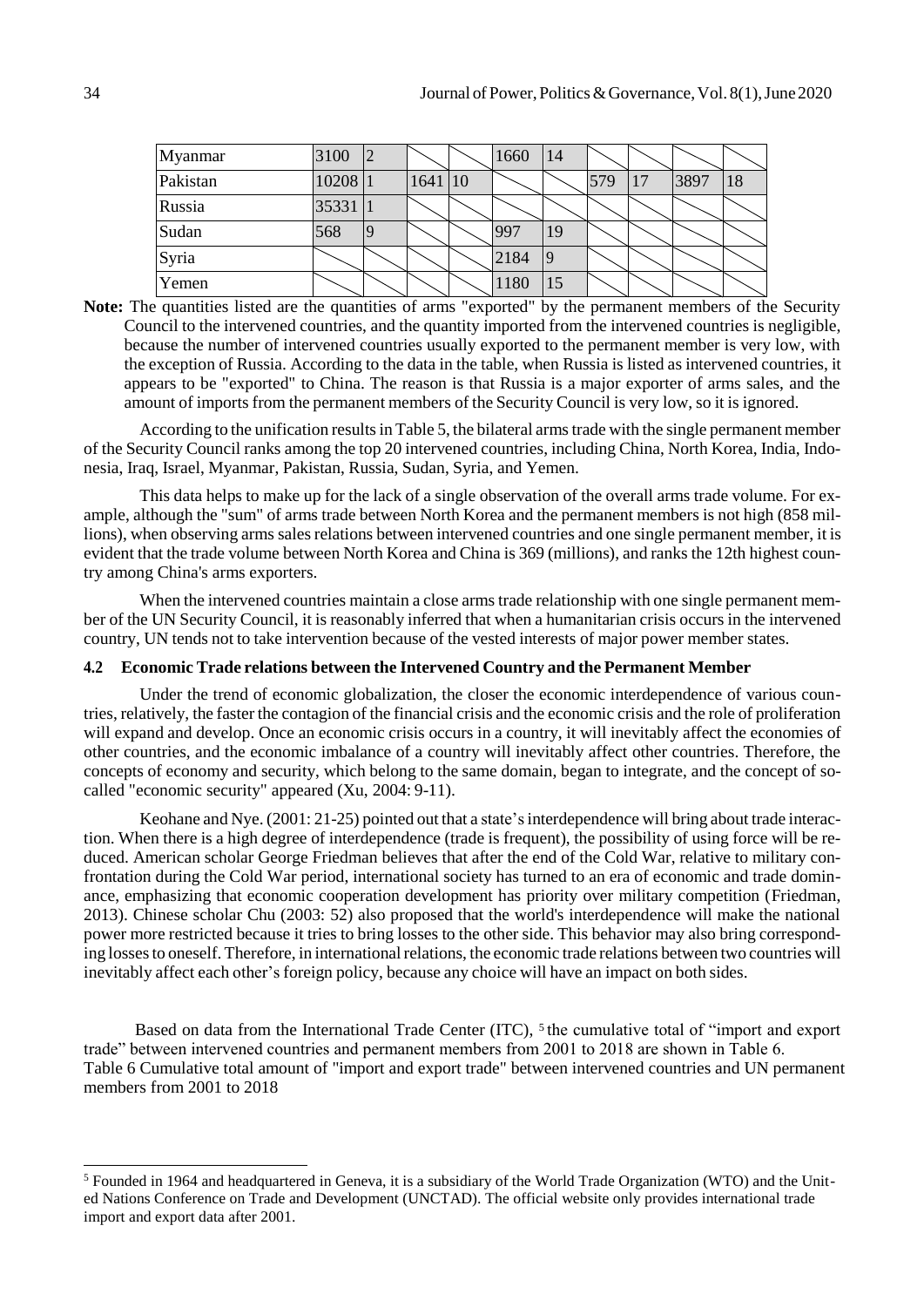| Myanmar | 3100 | 2 | | | 1660 | 14 | | | | |
|---|---|---|---|---|---|---|---|---|---|---|
| Pakistan | 10208 | 1 | 1641 | 10 | | | 579 | 17 | 3897 | 18 |
| Russia | 35331 | 1 | | | | | | | | |
| Sudan | 568 | 9 | | | 997 | 19 | | | | |
| Syria | | | | | 2184 | 9 | | | | |
| Yemen | | | | | 1180 | 15 | | | | |

**Note:** The quantities listed are the quantities of arms "exported" by the permanent members of the Security Council to the intervened countries, and the quantity imported from the intervened countries is negligible, because the number of intervened countries usually exported to the permanent member is very low, with the exception of Russia. According to the data in the table, when Russia is listed as intervened countries, it appears to be "exported" to China. The reason is that Russia is a major exporter of arms sales, and the amount of imports from the permanent members of the Security Council is very low, so it is ignored.

According to the unification results in Table 5, the bilateral arms trade with the single permanent member of the Security Council ranks among the top 20 intervened countries, including China, North Korea, India, Indonesia, Iraq, Israel, Myanmar, Pakistan, Russia, Sudan, Syria, and Yemen.

This data helps to make up for the lack of a single observation of the overall arms trade volume. For example, although the "sum" of arms trade between North Korea and the permanent members is not high (858 millions), when observing arms sales relations between intervened countries and one single permanent member, it is evident that the trade volume between North Korea and China is 369 (millions), and ranks the 12th highest country among China's arms exporters.

When the intervened countries maintain a close arms trade relationship with one single permanent member of the UN Security Council, it is reasonably inferred that when a humanitarian crisis occurs in the intervened country, UN tends not to take intervention because of the vested interests of major power member states.

### 4.2 Economic Trade relations between the Intervened Country and the Permanent Member

Under the trend of economic globalization, the closer the economic interdependence of various countries, relatively, the faster the contagion of the financial crisis and the economic crisis and the role of proliferation will expand and develop. Once an economic crisis occurs in a country, it will inevitably affect the economies of other countries, and the economic imbalance of a country will inevitably affect other countries. Therefore, the concepts of economy and security, which belong to the same domain, began to integrate, and the concept of so-called "economic security" appeared (Xu, 2004: 9-11).

Keohane and Nye. (2001: 21-25) pointed out that a state's interdependence will bring about trade interaction. When there is a high degree of interdependence (trade is frequent), the possibility of using force will be reduced. American scholar George Friedman believes that after the end of the Cold War, relative to military confrontation during the Cold War period, international society has turned to an era of economic and trade dominance, emphasizing that economic cooperation development has priority over military competition (Friedman, 2013). Chinese scholar Chu (2003: 52) also proposed that the world's interdependence will make the national power more restricted because it tries to bring losses to the other side. This behavior may also bring corresponding losses to oneself. Therefore, in international relations, the economic trade relations between two countries will inevitably affect each other's foreign policy, because any choice will have an impact on both sides.

Based on data from the International Trade Center (ITC), [5] the cumulative total of "import and export trade" between intervened countries and permanent members from 2001 to 2018 are shown in Table 6.

Table 6 Cumulative total amount of "import and export trade" between intervened countries and UN permanent members from 2001 to 2018

[5] Founded in 1964 and headquartered in Geneva, it is a subsidiary of the World Trade Organization (WTO) and the United Nations Conference on Trade and Development (UNCTAD). The official website only provides international trade import and export data after 2001.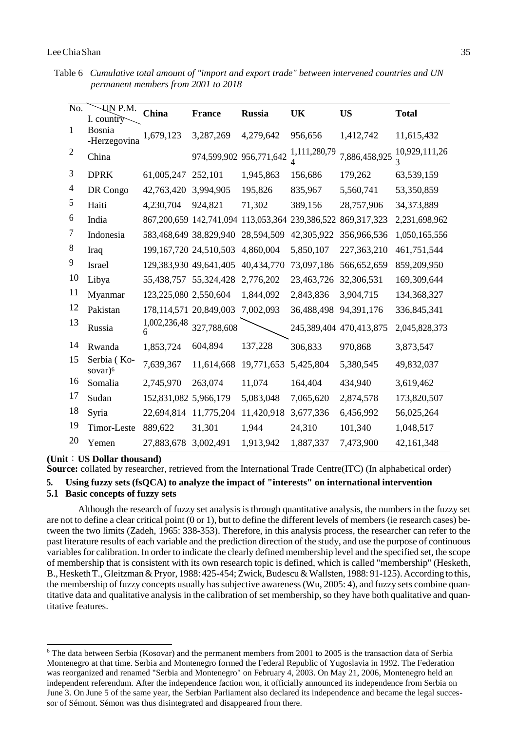Table 6 *Cumulative total amount of "import and export trade" between intervened countries and UN permanent members from 2001 to 2018*

| No. | UN P.M. / I. country | **China** | **France** | **Russia** | **UK** | **US** | **Total** |
|---|---|---|---|---|---|---|---|
| 1 | Bosnia -Herzegovina | 1,679,123 | 3,287,269 | 4,279,642 | 956,656 | 1,412,742 | 11,615,432 |
| 2 | China | | 974,599,902 | 956,771,642 | 1,111,280,794 | 7,886,458,925 | 10,929,111,263 |
| 3 | DPRK | 61,005,247 | 252,101 | 1,945,863 | 156,686 | 179,262 | 63,539,159 |
| 4 | DR Congo | 42,763,420 | 3,994,905 | 195,826 | 835,967 | 5,560,741 | 53,350,859 |
| 5 | Haiti | 4,230,704 | 924,821 | 71,302 | 389,156 | 28,757,906 | 34,373,889 |
| 6 | India | 867,200,659 | 142,741,094 | 113,053,364 | 239,386,522 | 869,317,323 | 2,231,698,962 |
| 7 | Indonesia | 583,468,649 | 38,829,940 | 28,594,509 | 42,305,922 | 356,966,536 | 1,050,165,556 |
| 8 | Iraq | 199,167,720 | 24,510,503 | 4,860,004 | 5,850,107 | 227,363,210 | 461,751,544 |
| 9 | Israel | 129,383,930 | 49,641,405 | 40,434,770 | 73,097,186 | 566,652,659 | 859,209,950 |
| 10 | Libya | 55,438,757 | 55,324,428 | 2,776,202 | 23,463,726 | 32,306,531 | 169,309,644 |
| 11 | Myanmar | 123,225,080 | 2,550,604 | 1,844,092 | 2,843,836 | 3,904,715 | 134,368,327 |
| 12 | Pakistan | 178,114,571 | 20,849,003 | 7,002,093 | 36,488,498 | 94,391,176 | 336,845,341 |
| 13 | Russia | 1,002,236,486 | 327,788,608 | | 245,389,404 | 470,413,875 | 2,045,828,373 |
| 14 | Rwanda | 1,853,724 | 604,894 | 137,228 | 306,833 | 970,868 | 3,873,547 |
| 15 | Serbia ( Kosovar)[6] | 7,639,367 | 11,614,668 | 19,771,653 | 5,425,804 | 5,380,545 | 49,832,037 |
| 16 | Somalia | 2,745,970 | 263,074 | 11,074 | 164,404 | 434,940 | 3,619,462 |
| 17 | Sudan | 152,831,082 | 5,966,179 | 5,083,048 | 7,065,620 | 2,874,578 | 173,820,507 |
| 18 | Syria | 22,694,814 | 11,775,204 | 11,420,918 | 3,677,336 | 6,456,992 | 56,025,264 |
| 19 | Timor-Leste | 889,622 | 31,301 | 1,944 | 24,310 | 101,340 | 1,048,517 |
| 20 | Yemen | 27,883,678 | 3,002,491 | 1,913,942 | 1,887,337 | 7,473,900 | 42,161,348 |

**(Unit：US Dollar thousand)**

**Source:** collated by researcher, retrieved from the International Trade Centre(ITC) (In alphabetical order)

## 5. Using fuzzy sets (fsQCA) to analyze the impact of "interests" on international intervention

### 5.1 Basic concepts of fuzzy sets

Although the research of fuzzy set analysis is through quantitative analysis, the numbers in the fuzzy set are not to define a clear critical point (0 or 1), but to define the different levels of members (ie research cases) between the two limits (Zadeh, 1965: 338-353). Therefore, in this analysis process, the researcher can refer to the past literature results of each variable and the prediction direction of the study, and use the purpose of continuous variables for calibration. In order to indicate the clearly defined membership level and the specified set, the scope of membership that is consistent with its own research topic is defined, which is called "membership" (Hesketh, B., Hesketh T., Gleitzman & Pryor, 1988: 425-454; Zwick, Budescu & Wallsten, 1988: 91-125). According to this, the membership of fuzzy concepts usually has subjective awareness (Wu, 2005: 4), and fuzzy sets combine quantitative data and qualitative analysis in the calibration of set membership, so they have both qualitative and quantitative features.

---

[6] The data between Serbia (Kosovar) and the permanent members from 2001 to 2005 is the transaction data of Serbia Montenegro at that time. Serbia and Montenegro formed the Federal Republic of Yugoslavia in 1992. The Federation was reorganized and renamed "Serbia and Montenegro" on February 4, 2003. On May 21, 2006, Montenegro held an independent referendum. After the independence faction won, it officially announced its independence from Serbia on June 3. On June 5 of the same year, the Serbian Parliament also declared its independence and became the legal successor of Sémont. Sémon was thus disintegrated and disappeared from there.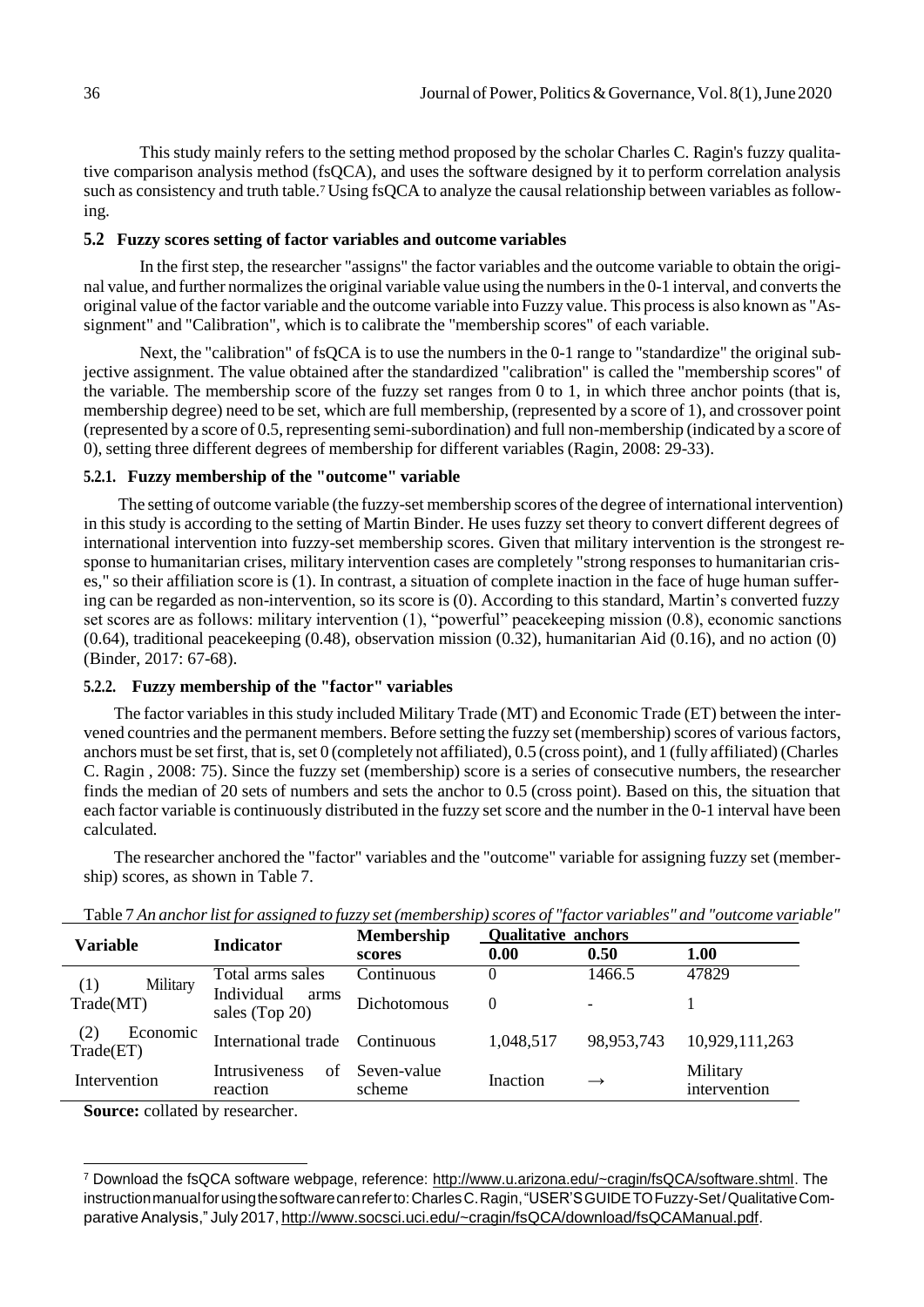This study mainly refers to the setting method proposed by the scholar Charles C. Ragin's fuzzy qualitative comparison analysis method (fsQCA), and uses the software designed by it to perform correlation analysis such as consistency and truth table.[7] Using fsQCA to analyze the causal relationship between variables as following.

### 5.2 Fuzzy scores setting of factor variables and outcome variables

In the first step, the researcher "assigns" the factor variables and the outcome variable to obtain the original value, and further normalizes the original variable value using the numbers in the 0-1 interval, and converts the original value of the factor variable and the outcome variable into Fuzzy value. This process is also known as "Assignment" and "Calibration", which is to calibrate the "membership scores" of each variable.

Next, the "calibration" of fsQCA is to use the numbers in the 0-1 range to "standardize" the original subjective assignment. The value obtained after the standardized "calibration" is called the "membership scores" of the variable. The membership score of the fuzzy set ranges from 0 to 1, in which three anchor points (that is, membership degree) need to be set, which are full membership, (represented by a score of 1), and crossover point (represented by a score of 0.5, representing semi-subordination) and full non-membership (indicated by a score of 0), setting three different degrees of membership for different variables (Ragin, 2008: 29-33).

#### 5.2.1. Fuzzy membership of the "outcome" variable

The setting of outcome variable (the fuzzy-set membership scores of the degree of international intervention) in this study is according to the setting of Martin Binder. He uses fuzzy set theory to convert different degrees of international intervention into fuzzy-set membership scores. Given that military intervention is the strongest response to humanitarian crises, military intervention cases are completely "strong responses to humanitarian crises," so their affiliation score is (1). In contrast, a situation of complete inaction in the face of huge human suffering can be regarded as non-intervention, so its score is (0). According to this standard, Martin's converted fuzzy set scores are as follows: military intervention (1), "powerful" peacekeeping mission (0.8), economic sanctions (0.64), traditional peacekeeping (0.48), observation mission (0.32), humanitarian Aid (0.16), and no action (0) (Binder, 2017: 67-68).

#### 5.2.2. Fuzzy membership of the "factor" variables

The factor variables in this study included Military Trade (MT) and Economic Trade (ET) between the intervened countries and the permanent members. Before setting the fuzzy set (membership) scores of various factors, anchors must be set first, that is, set 0 (completely not affiliated), 0.5 (cross point), and 1 (fully affiliated) (Charles C. Ragin , 2008: 75). Since the fuzzy set (membership) score is a series of consecutive numbers, the researcher finds the median of 20 sets of numbers and sets the anchor to 0.5 (cross point). Based on this, the situation that each factor variable is continuously distributed in the fuzzy set score and the number in the 0-1 interval have been calculated.

The researcher anchored the "factor" variables and the "outcome" variable for assigning fuzzy set (membership) scores, as shown in Table 7.

Table 7 *An anchor list for assigned to fuzzy set (membership) scores of "factor variables" and "outcome variable"*

| Variable | Indicator | Membership scores | Qualitative anchors 0.00 | 0.50 | 1.00 |
|---|---|---|---|---|---|
| (1) Military Trade(MT) | Total arms sales | Continuous | 0 | 1466.5 | 47829 |
| | Individual arms sales (Top 20) | Dichotomous | 0 | - | 1 |
| (2) Economic Trade(ET) | International trade | Continuous | 1,048,517 | 98,953,743 | 10,929,111,263 |
| Intervention | Intrusiveness of reaction | Seven-value scheme | Inaction | → | Military intervention |

**Source:** collated by researcher.

[7] Download the fsQCA software webpage, reference: http://www.u.arizona.edu/~cragin/fsQCA/software.shtml. The instruction manual for using the software can refer to: Charles C. Ragin, "USER'S GUIDE TO Fuzzy-Set / Qualitative Comparative Analysis," July 2017, http://www.socsci.uci.edu/~cragin/fsQCA/download/fsQCAManual.pdf.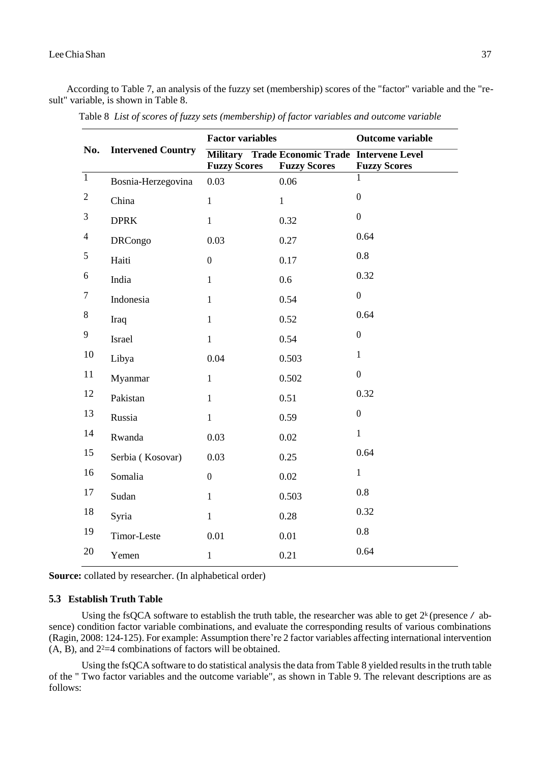According to Table 7, an analysis of the fuzzy set (membership) scores of the "factor" variable and the "result" variable, is shown in Table 8.

Table 8 *List of scores of fuzzy sets (membership) of factor variables and outcome variable*

| No. | Intervened Country | Factor variables | | Outcome variable |
|---|---|---|---|---|
| | | **Military Fuzzy Scores** | **Trade Economic Trade Fuzzy Scores** | **Intervene Level Fuzzy Scores** |
| 1 | Bosnia-Herzegovina | 0.03 | 0.06 | 1 |
| 2 | China | 1 | 1 | 0 |
| 3 | DPRK | 1 | 0.32 | 0 |
| 4 | DRCongo | 0.03 | 0.27 | 0.64 |
| 5 | Haiti | 0 | 0.17 | 0.8 |
| 6 | India | 1 | 0.6 | 0.32 |
| 7 | Indonesia | 1 | 0.54 | 0 |
| 8 | Iraq | 1 | 0.52 | 0.64 |
| 9 | Israel | 1 | 0.54 | 0 |
| 10 | Libya | 0.04 | 0.503 | 1 |
| 11 | Myanmar | 1 | 0.502 | 0 |
| 12 | Pakistan | 1 | 0.51 | 0.32 |
| 13 | Russia | 1 | 0.59 | 0 |
| 14 | Rwanda | 0.03 | 0.02 | 1 |
| 15 | Serbia ( Kosovar) | 0.03 | 0.25 | 0.64 |
| 16 | Somalia | 0 | 0.02 | 1 |
| 17 | Sudan | 1 | 0.503 | 0.8 |
| 18 | Syria | 1 | 0.28 | 0.32 |
| 19 | Timor-Leste | 0.01 | 0.01 | 0.8 |
| 20 | Yemen | 1 | 0.21 | 0.64 |

**Source:** collated by researcher. (In alphabetical order)

### 5.3 Establish Truth Table

Using the fsQCA software to establish the truth table, the researcher was able to get $2^k$ (presence / absence) condition factor variable combinations, and evaluate the corresponding results of various combinations (Ragin, 2008: 124-125). For example: Assumption there're 2 factor variables affecting international intervention (A, B), and $2^2=4$ combinations of factors will be obtained.

Using the fsQCA software to do statistical analysis the data from Table 8 yielded results in the truth table of the " Two factor variables and the outcome variable", as shown in Table 9. The relevant descriptions are as follows: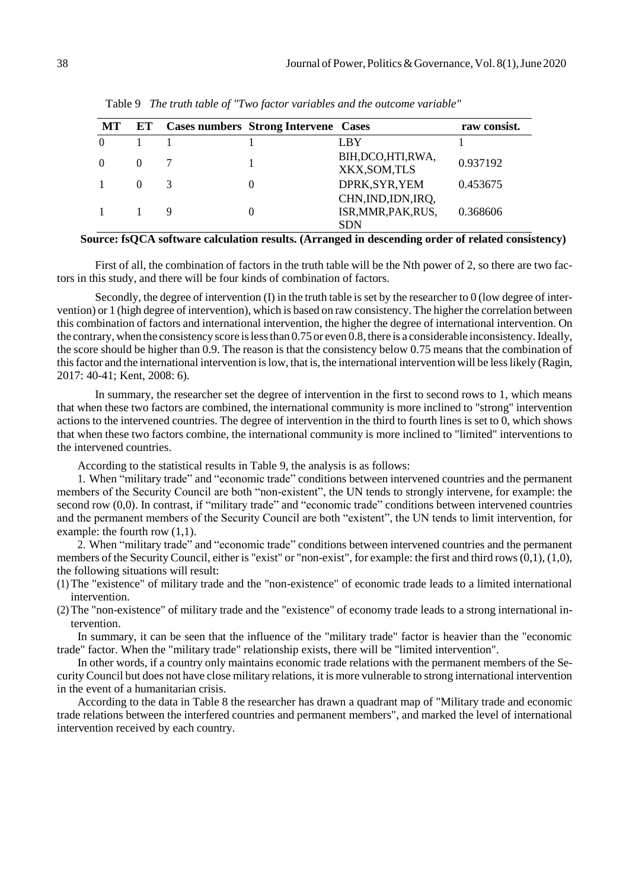Table 9 *The truth table of "Two factor variables and the outcome variable"*

| MT | ET | Cases numbers | Strong Intervene | Cases | raw consist. |
|---|---|---|---|---|---|
| 0 | 1 | 1 | 1 | LBY | 1 |
| 0 | 0 | 7 | 1 | BIH,DCO,HTI,RWA, XKX,SOM,TLS | 0.937192 |
| 1 | 0 | 3 | 0 | DPRK,SYR,YEM | 0.453675 |
| 1 | 1 | 9 | 0 | CHN,IND,IDN,IRQ, ISR,MMR,PAK,RUS, SDN | 0.368606 |

**Source: fsQCA software calculation results. (Arranged in descending order of related consistency)**

First of all, the combination of factors in the truth table will be the Nth power of 2, so there are two factors in this study, and there will be four kinds of combination of factors.

Secondly, the degree of intervention (I) in the truth table is set by the researcher to 0 (low degree of intervention) or 1 (high degree of intervention), which is based on raw consistency. The higher the correlation between this combination of factors and international intervention, the higher the degree of international intervention. On the contrary, when the consistency score is less than 0.75 or even 0.8, there is a considerable inconsistency. Ideally, the score should be higher than 0.9. The reason is that the consistency below 0.75 means that the combination of this factor and the international intervention is low, that is, the international intervention will be less likely (Ragin, 2017: 40-41; Kent, 2008: 6).

In summary, the researcher set the degree of intervention in the first to second rows to 1, which means that when these two factors are combined, the international community is more inclined to "strong" intervention actions to the intervened countries. The degree of intervention in the third to fourth lines is set to 0, which shows that when these two factors combine, the international community is more inclined to "limited" interventions to the intervened countries.

According to the statistical results in Table 9, the analysis is as follows:

1. When "military trade" and "economic trade" conditions between intervened countries and the permanent members of the Security Council are both "non-existent", the UN tends to strongly intervene, for example: the second row (0,0). In contrast, if "military trade" and "economic trade" conditions between intervened countries and the permanent members of the Security Council are both "existent", the UN tends to limit intervention, for example: the fourth row (1,1).

2. When "military trade" and "economic trade" conditions between intervened countries and the permanent members of the Security Council, either is "exist" or "non-exist", for example: the first and third rows (0,1), (1,0), the following situations will result:

(1) The "existence" of military trade and the "non-existence" of economic trade leads to a limited international intervention.

(2) The "non-existence" of military trade and the "existence" of economy trade leads to a strong international intervention.

In summary, it can be seen that the influence of the "military trade" factor is heavier than the "economic trade" factor. When the "military trade" relationship exists, there will be "limited intervention".

In other words, if a country only maintains economic trade relations with the permanent members of the Security Council but does not have close military relations, it is more vulnerable to strong international intervention in the event of a humanitarian crisis.

According to the data in Table 8 the researcher has drawn a quadrant map of "Military trade and economic trade relations between the interfered countries and permanent members", and marked the level of international intervention received by each country.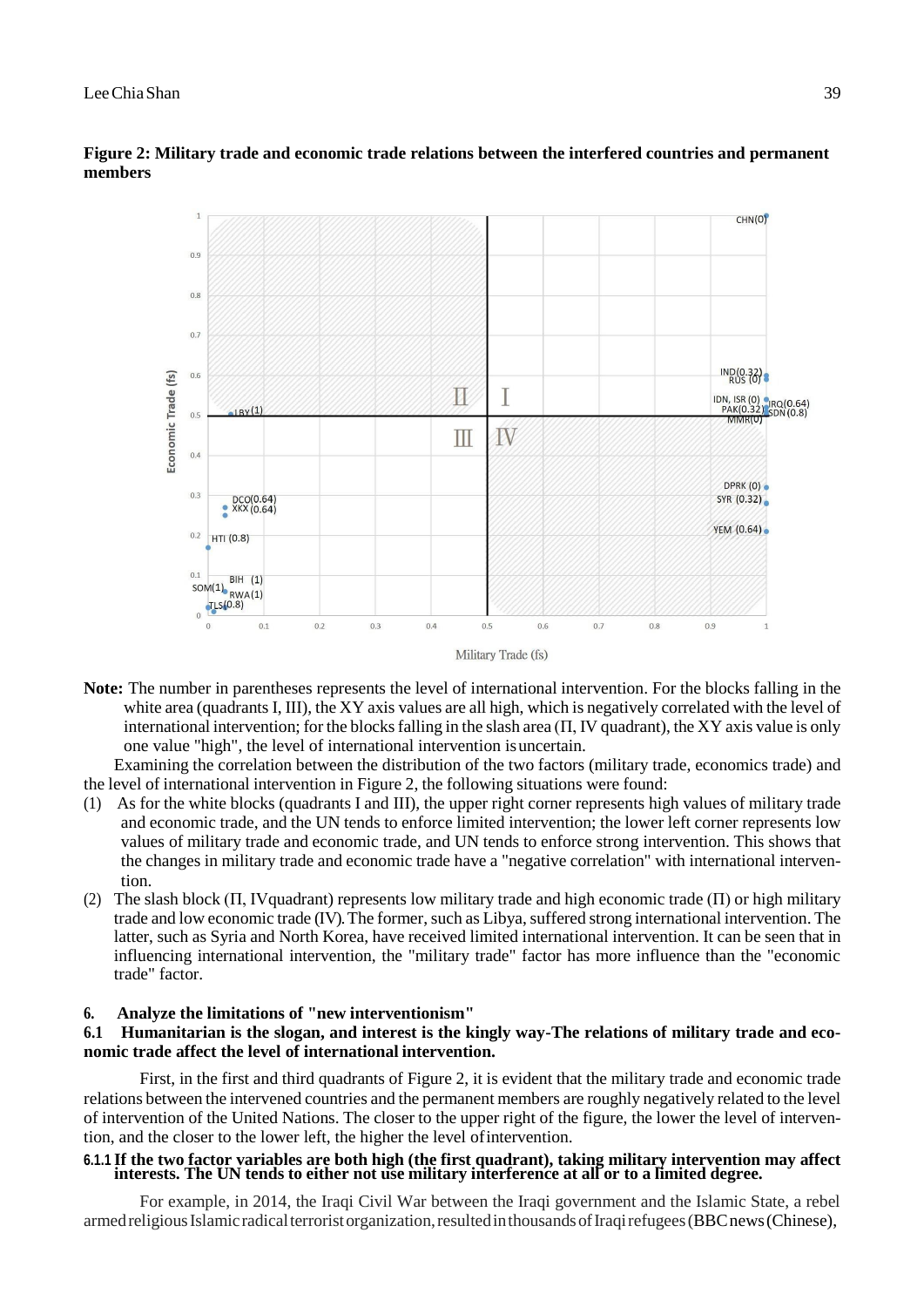**Figure 2: Military trade and economic trade relations between the interfered countries and permanent members**

**Note:** The number in parentheses represents the level of international intervention. For the blocks falling in the white area (quadrants I, III), the XY axis values are all high, which is negatively correlated with the level of international intervention; for the blocks falling in the slash area (Π, IV quadrant), the XY axis value is only one value "high", the level of international intervention is uncertain.

Examining the correlation between the distribution of the two factors (military trade, economics trade) and the level of international intervention in Figure 2, the following situations were found:

(1) As for the white blocks (quadrants I and III), the upper right corner represents high values of military trade and economic trade, and the UN tends to enforce limited intervention; the lower left corner represents low values of military trade and economic trade, and UN tends to enforce strong intervention. This shows that the changes in military trade and economic trade have a "negative correlation" with international intervention.

(2) The slash block (Π, IVquadrant) represents low military trade and high economic trade (Π) or high military trade and low economic trade (IV). The former, such as Libya, suffered strong international intervention. The latter, such as Syria and North Korea, have received limited international intervention. It can be seen that in influencing international intervention, the "military trade" factor has more influence than the "economic trade" factor.

## 6. Analyze the limitations of "new interventionism"

### 6.1 Humanitarian is the slogan, and interest is the kingly way-The relations of military trade and economic trade affect the level of international intervention.

First, in the first and third quadrants of Figure 2, it is evident that the military trade and economic trade relations between the intervened countries and the permanent members are roughly negatively related to the level of intervention of the United Nations. The closer to the upper right of the figure, the lower the level of intervention, and the closer to the lower left, the higher the level of intervention.

#### 6.1.1 If the two factor variables are both high (the first quadrant), taking military intervention may affect interests. The UN tends to either not use military interference at all or to a limited degree.

For example, in 2014, the Iraqi Civil War between the Iraqi government and the Islamic State, a rebel armed religious Islamic radical terrorist organization, resulted in thousands of Iraqi refugees (BBC news (Chinese),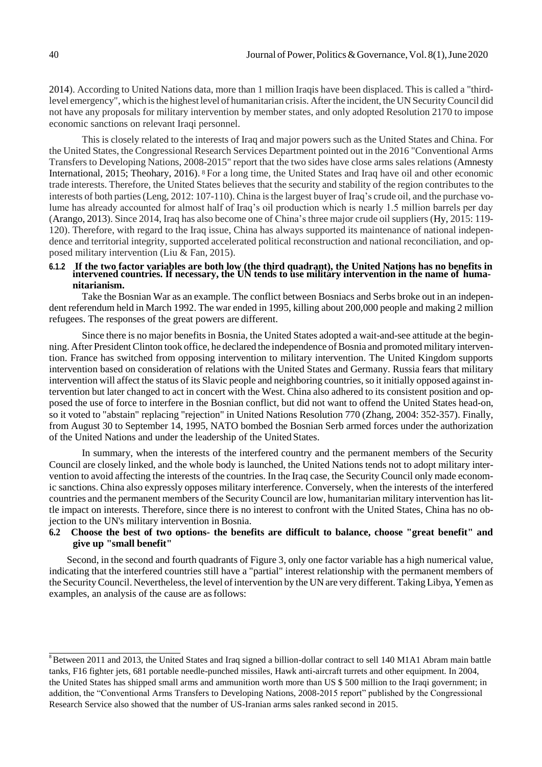2014). According to United Nations data, more than 1 million Iraqis have been displaced. This is called a "third-level emergency", which is the highest level of humanitarian crisis. After the incident, the UN Security Council did not have any proposals for military intervention by member states, and only adopted Resolution 2170 to impose economic sanctions on relevant Iraqi personnel.

This is closely related to the interests of Iraq and major powers such as the United States and China. For the United States, the Congressional Research Services Department pointed out in the 2016 "Conventional Arms Transfers to Developing Nations, 2008-2015" report that the two sides have close arms sales relations (Amnesty International, 2015; Theohary, 2016). [8] For a long time, the United States and Iraq have oil and other economic trade interests. Therefore, the United States believes that the security and stability of the region contributes to the interests of both parties (Leng, 2012: 107-110). China is the largest buyer of Iraq's crude oil, and the purchase volume has already accounted for almost half of Iraq's oil production which is nearly 1.5 million barrels per day (Arango, 2013). Since 2014, Iraq has also become one of China's three major crude oil suppliers (Hy, 2015: 119-120). Therefore, with regard to the Iraq issue, China has always supported its maintenance of national independence and territorial integrity, supported accelerated political reconstruction and national reconciliation, and opposed military intervention (Liu & Fan, 2015).

#### 6.1.2 If the two factor variables are both low (the third quadrant), the United Nations has no benefits in intervened countries. If necessary, the UN tends to use military intervention in the name of humanitarianism.

Take the Bosnian War as an example. The conflict between Bosniacs and Serbs broke out in an independent referendum held in March 1992. The war ended in 1995, killing about 200,000 people and making 2 million refugees. The responses of the great powers are different.

Since there is no major benefits in Bosnia, the United States adopted a wait-and-see attitude at the beginning. After President Clinton took office, he declared the independence of Bosnia and promoted military intervention. France has switched from opposing intervention to military intervention. The United Kingdom supports intervention based on consideration of relations with the United States and Germany. Russia fears that military intervention will affect the status of its Slavic people and neighboring countries, so it initially opposed against intervention but later changed to act in concert with the West. China also adhered to its consistent position and opposed the use of force to interfere in the Bosnian conflict, but did not want to offend the United States head-on, so it voted to "abstain" replacing "rejection" in United Nations Resolution 770 (Zhang, 2004: 352-357). Finally, from August 30 to September 14, 1995, NATO bombed the Bosnian Serb armed forces under the authorization of the United Nations and under the leadership of the United States.

In summary, when the interests of the interfered country and the permanent members of the Security Council are closely linked, and the whole body is launched, the United Nations tends not to adopt military intervention to avoid affecting the interests of the countries. In the Iraq case, the Security Council only made economic sanctions. China also expressly opposes military interference. Conversely, when the interests of the interfered countries and the permanent members of the Security Council are low, humanitarian military intervention has little impact on interests. Therefore, since there is no interest to confront with the United States, China has no objection to the UN's military intervention in Bosnia.

### 6.2 Choose the best of two options- the benefits are difficult to balance, choose "great benefit" and give up "small benefit"

Second, in the second and fourth quadrants of Figure 3, only one factor variable has a high numerical value, indicating that the interfered countries still have a "partial" interest relationship with the permanent members of the Security Council. Nevertheless, the level of intervention by the UN are very different. Taking Libya, Yemen as examples, an analysis of the cause are as follows:

---

[8] Between 2011 and 2013, the United States and Iraq signed a billion-dollar contract to sell 140 M1A1 Abram main battle tanks, F16 fighter jets, 681 portable needle-punched missiles, Hawk anti-aircraft turrets and other equipment. In 2004, the United States has shipped small arms and ammunition worth more than US $ 500 million to the Iraqi government; in addition, the "Conventional Arms Transfers to Developing Nations, 2008-2015 report" published by the Congressional Research Service also showed that the number of US-Iranian arms sales ranked second in 2015.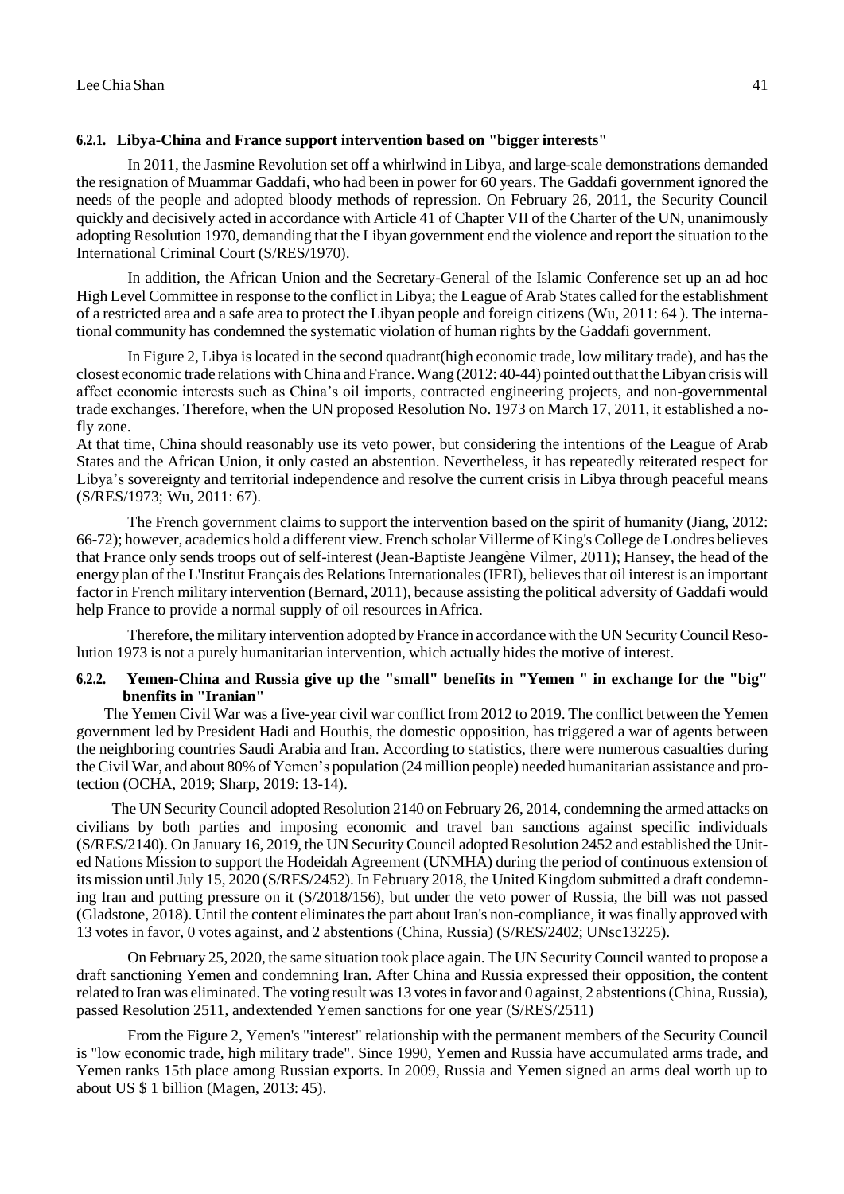#### 6.2.1. Libya-China and France support intervention based on "bigger interests"

In 2011, the Jasmine Revolution set off a whirlwind in Libya, and large-scale demonstrations demanded the resignation of Muammar Gaddafi, who had been in power for 60 years. The Gaddafi government ignored the needs of the people and adopted bloody methods of repression. On February 26, 2011, the Security Council quickly and decisively acted in accordance with Article 41 of Chapter VII of the Charter of the UN, unanimously adopting Resolution 1970, demanding that the Libyan government end the violence and report the situation to the International Criminal Court (S/RES/1970).

In addition, the African Union and the Secretary-General of the Islamic Conference set up an ad hoc High Level Committee in response to the conflict in Libya; the League of Arab States called for the establishment of a restricted area and a safe area to protect the Libyan people and foreign citizens (Wu, 2011: 64 ). The international community has condemned the systematic violation of human rights by the Gaddafi government.

In Figure 2, Libya is located in the second quadrant(high economic trade, low military trade), and has the closest economic trade relations with China and France. Wang (2012: 40-44) pointed out that the Libyan crisis will affect economic interests such as China's oil imports, contracted engineering projects, and non-governmental trade exchanges. Therefore, when the UN proposed Resolution No. 1973 on March 17, 2011, it established a no-fly zone.

At that time, China should reasonably use its veto power, but considering the intentions of the League of Arab States and the African Union, it only casted an abstention. Nevertheless, it has repeatedly reiterated respect for Libya's sovereignty and territorial independence and resolve the current crisis in Libya through peaceful means (S/RES/1973; Wu, 2011: 67).

The French government claims to support the intervention based on the spirit of humanity (Jiang, 2012: 66-72); however, academics hold a different view. French scholar Villerme of King's College de Londres believes that France only sends troops out of self-interest (Jean-Baptiste Jeangène Vilmer, 2011); Hansey, the head of the energy plan of the L'Institut Français des Relations Internationales (IFRI), believes that oil interest is an important factor in French military intervention (Bernard, 2011), because assisting the political adversity of Gaddafi would help France to provide a normal supply of oil resources in Africa.

Therefore, the military intervention adopted by France in accordance with the UN Security Council Resolution 1973 is not a purely humanitarian intervention, which actually hides the motive of interest.

#### 6.2.2. Yemen-China and Russia give up the "small" benefits in "Yemen " in exchange for the "big" bnenfits in "Iranian"

The Yemen Civil War was a five-year civil war conflict from 2012 to 2019. The conflict between the Yemen government led by President Hadi and Houthis, the domestic opposition, has triggered a war of agents between the neighboring countries Saudi Arabia and Iran. According to statistics, there were numerous casualties during the Civil War, and about 80% of Yemen's population (24 million people) needed humanitarian assistance and protection (OCHA, 2019; Sharp, 2019: 13-14).

The UN Security Council adopted Resolution 2140 on February 26, 2014, condemning the armed attacks on civilians by both parties and imposing economic and travel ban sanctions against specific individuals (S/RES/2140). On January 16, 2019, the UN Security Council adopted Resolution 2452 and established the United Nations Mission to support the Hodeidah Agreement (UNMHA) during the period of continuous extension of its mission until July 15, 2020 (S/RES/2452). In February 2018, the United Kingdom submitted a draft condemning Iran and putting pressure on it (S/2018/156), but under the veto power of Russia, the bill was not passed (Gladstone, 2018). Until the content eliminates the part about Iran's non-compliance, it was finally approved with 13 votes in favor, 0 votes against, and 2 abstentions (China, Russia) (S/RES/2402; UNsc13225).

On February 25, 2020, the same situation took place again. The UN Security Council wanted to propose a draft sanctioning Yemen and condemning Iran. After China and Russia expressed their opposition, the content related to Iran was eliminated. The voting result was 13 votes in favor and 0 against, 2 abstentions (China, Russia), passed Resolution 2511, andextended Yemen sanctions for one year (S/RES/2511)

From the Figure 2, Yemen's "interest" relationship with the permanent members of the Security Council is "low economic trade, high military trade". Since 1990, Yemen and Russia have accumulated arms trade, and Yemen ranks 15th place among Russian exports. In 2009, Russia and Yemen signed an arms deal worth up to about US $ 1 billion (Magen, 2013: 45).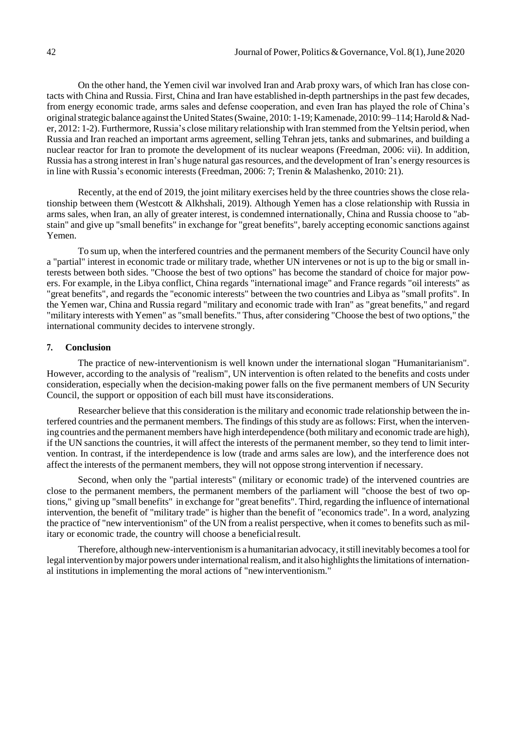On the other hand, the Yemen civil war involved Iran and Arab proxy wars, of which Iran has close contacts with China and Russia. First, China and Iran have established in-depth partnerships in the past few decades, from energy economic trade, arms sales and defense cooperation, and even Iran has played the role of China's original strategic balance against the United States (Swaine, 2010: 1-19; Kamenade, 2010: 99–114; Harold & Nader, 2012: 1-2). Furthermore, Russia's close military relationship with Iran stemmed from the Yeltsin period, when Russia and Iran reached an important arms agreement, selling Tehran jets, tanks and submarines, and building a nuclear reactor for Iran to promote the development of its nuclear weapons (Freedman, 2006: vii). In addition, Russia has a strong interest in Iran's huge natural gas resources, and the development of Iran's energy resources is in line with Russia's economic interests (Freedman, 2006: 7; Trenin & Malashenko, 2010: 21).

Recently, at the end of 2019, the joint military exercises held by the three countries shows the close relationship between them (Westcott & Alkhshali, 2019). Although Yemen has a close relationship with Russia in arms sales, when Iran, an ally of greater interest, is condemned internationally, China and Russia choose to "abstain" and give up "small benefits" in exchange for "great benefits", barely accepting economic sanctions against Yemen.

To sum up, when the interfered countries and the permanent members of the Security Council have only a "partial" interest in economic trade or military trade, whether UN intervenes or not is up to the big or small interests between both sides. "Choose the best of two options" has become the standard of choice for major powers. For example, in the Libya conflict, China regards "international image" and France regards "oil interests" as "great benefits", and regards the "economic interests" between the two countries and Libya as "small profits". In the Yemen war, China and Russia regard "military and economic trade with Iran" as "great benefits," and regard "military interests with Yemen" as "small benefits." Thus, after considering "Choose the best of two options," the international community decides to intervene strongly.

## 7. Conclusion

The practice of new-interventionism is well known under the international slogan "Humanitarianism". However, according to the analysis of "realism", UN intervention is often related to the benefits and costs under consideration, especially when the decision-making power falls on the five permanent members of UN Security Council, the support or opposition of each bill must have its considerations.

Researcher believe that this consideration is the military and economic trade relationship between the interfered countries and the permanent members. The findings of this study are as follows: First, when the intervening countries and the permanent members have high interdependence (both military and economic trade are high), if the UN sanctions the countries, it will affect the interests of the permanent member, so they tend to limit intervention. In contrast, if the interdependence is low (trade and arms sales are low), and the interference does not affect the interests of the permanent members, they will not oppose strong intervention if necessary.

Second, when only the "partial interests" (military or economic trade) of the intervened countries are close to the permanent members, the permanent members of the parliament will "choose the best of two options," giving up "small benefits" in exchange for "great benefits". Third, regarding the influence of international intervention, the benefit of "military trade" is higher than the benefit of "economics trade". In a word, analyzing the practice of "new interventionism" of the UN from a realist perspective, when it comes to benefits such as military or economic trade, the country will choose a beneficial result.

Therefore, although new-interventionism is a humanitarian advocacy, it still inevitably becomes a tool for legal intervention by major powers under international realism, and it also highlights the limitations of international institutions in implementing the moral actions of "new interventionism."